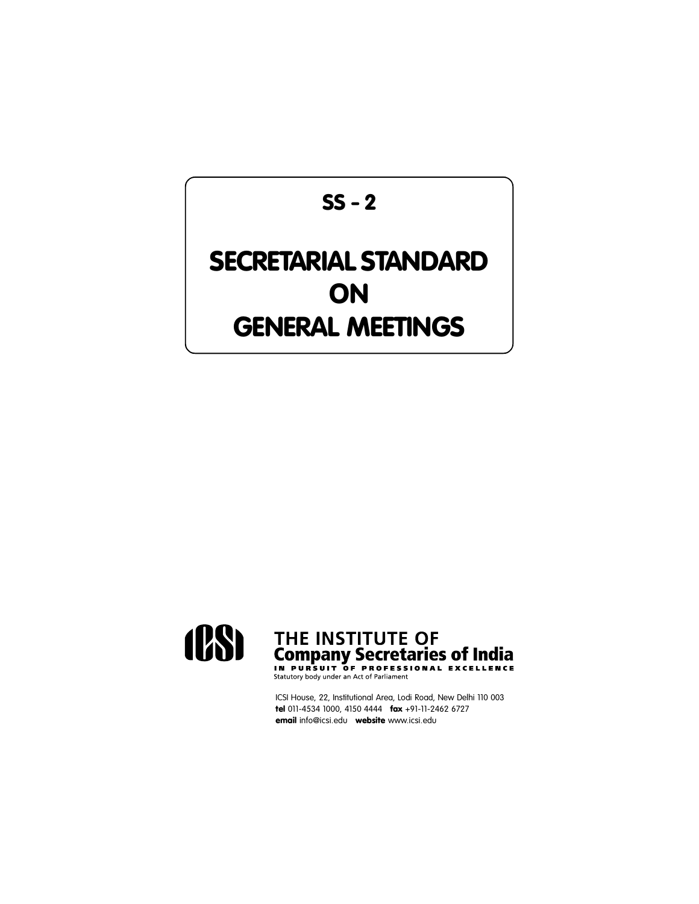# SS - 2

# SECRETARIAL STANDARD ON GENERAL MEETINGS

THE INSTITUTE OF
**Company Secretaries of India**
IN PURSUIT OF PROFESSIONAL EXCELLENCE
Statutory body under an Act of Parliament

ICSI House, 22, Institutional Area, Lodi Road, New Delhi 110 003
**tel** 011-4534 1000, 4150 4444 **fax** +91-11-2462 6727
**email** info@icsi.edu **website** www.icsi.edu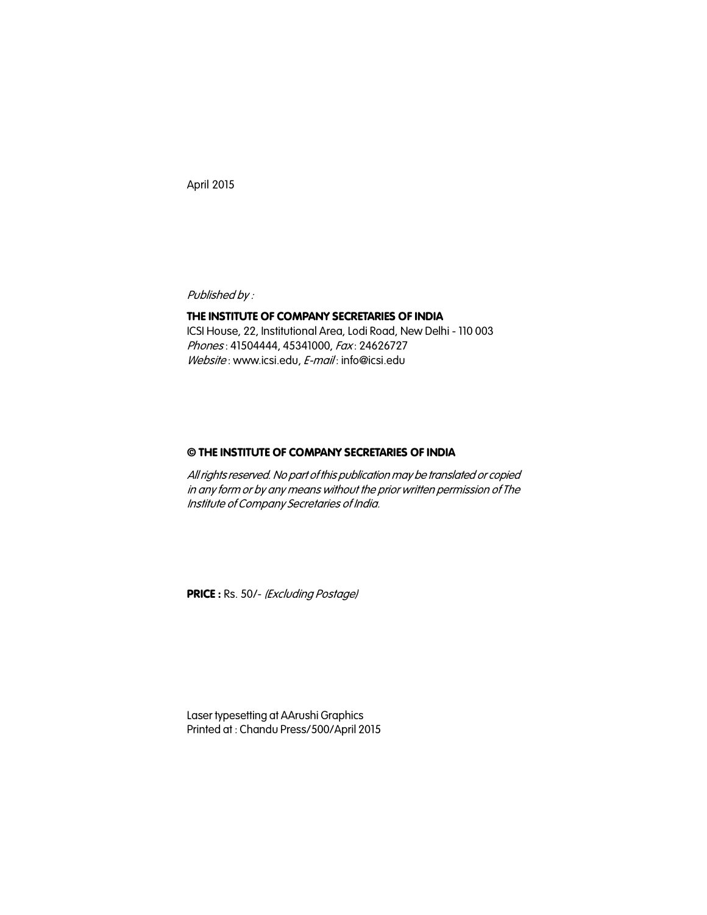April 2015

*Published by :*

**THE INSTITUTE OF COMPANY SECRETARIES OF INDIA**
ICSI House, 22, Institutional Area, Lodi Road, New Delhi - 110 003
*Phones* : 41504444, 45341000, *Fax* : 24626727
*Website* : www.icsi.edu, *E-mail* : info@icsi.edu

**© THE INSTITUTE OF COMPANY SECRETARIES OF INDIA**

*All rights reserved. No part of this publication may be translated or copied in any form or by any means without the prior written permission of The Institute of Company Secretaries of India.*

**PRICE :** Rs. 50/- *(Excluding Postage)*

Laser typesetting at AArushi Graphics
Printed at : Chandu Press/500/April 2015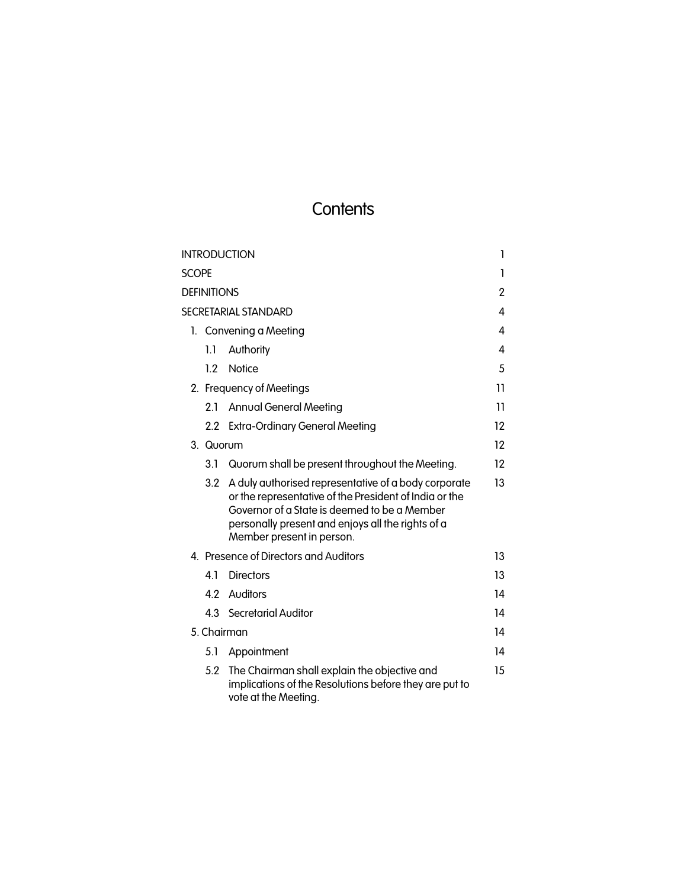# Contents

| | |
|---|---|
| INTRODUCTION | 1 |
| SCOPE | 1 |
| DEFINITIONS | 2 |
| SECRETARIAL STANDARD | 4 |
| 1. Convening a Meeting | 4 |
| 1.1 Authority | 4 |
| 1.2 Notice | 5 |
| 2. Frequency of Meetings | 11 |
| 2.1 Annual General Meeting | 11 |
| 2.2 Extra-Ordinary General Meeting | 12 |
| 3. Quorum | 12 |
| 3.1 Quorum shall be present throughout the Meeting. | 12 |
| 3.2 A duly authorised representative of a body corporate or the representative of the President of India or the Governor of a State is deemed to be a Member personally present and enjoys all the rights of a Member present in person. | 13 |
| 4. Presence of Directors and Auditors | 13 |
| 4.1 Directors | 13 |
| 4.2 Auditors | 14 |
| 4.3 Secretarial Auditor | 14 |
| 5. Chairman | 14 |
| 5.1 Appointment | 14 |
| 5.2 The Chairman shall explain the objective and implications of the Resolutions before they are put to vote at the Meeting. | 15 |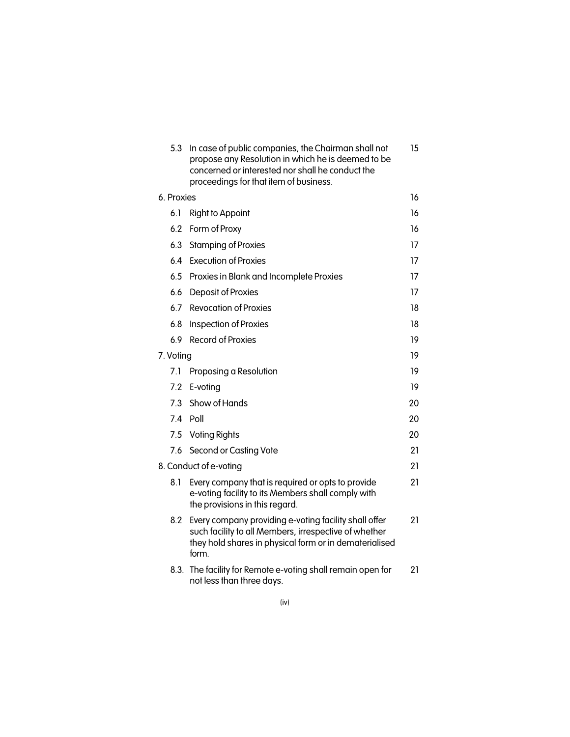| | | |
|---|---|---|
| 5.3 | In case of public companies, the Chairman shall not propose any Resolution in which he is deemed to be concerned or interested nor shall he conduct the proceedings for that item of business. | 15 |
| 6. Proxies | | 16 |
| 6.1 | Right to Appoint | 16 |
| 6.2 | Form of Proxy | 16 |
| 6.3 | Stamping of Proxies | 17 |
| 6.4 | Execution of Proxies | 17 |
| 6.5 | Proxies in Blank and Incomplete Proxies | 17 |
| 6.6 | Deposit of Proxies | 17 |
| 6.7 | Revocation of Proxies | 18 |
| 6.8 | Inspection of Proxies | 18 |
| 6.9 | Record of Proxies | 19 |
| 7. Voting | | 19 |
| 7.1 | Proposing a Resolution | 19 |
| 7.2 | E-voting | 19 |
| 7.3 | Show of Hands | 20 |
| 7.4 | Poll | 20 |
| 7.5 | Voting Rights | 20 |
| 7.6 | Second or Casting Vote | 21 |
| 8. Conduct of e-voting | | 21 |
| 8.1 | Every company that is required or opts to provide e-voting facility to its Members shall comply with the provisions in this regard. | 21 |
| 8.2 | Every company providing e-voting facility shall offer such facility to all Members, irrespective of whether they hold shares in physical form or in dematerialised form. | 21 |
| 8.3. | The facility for Remote e-voting shall remain open for not less than three days. | 21 |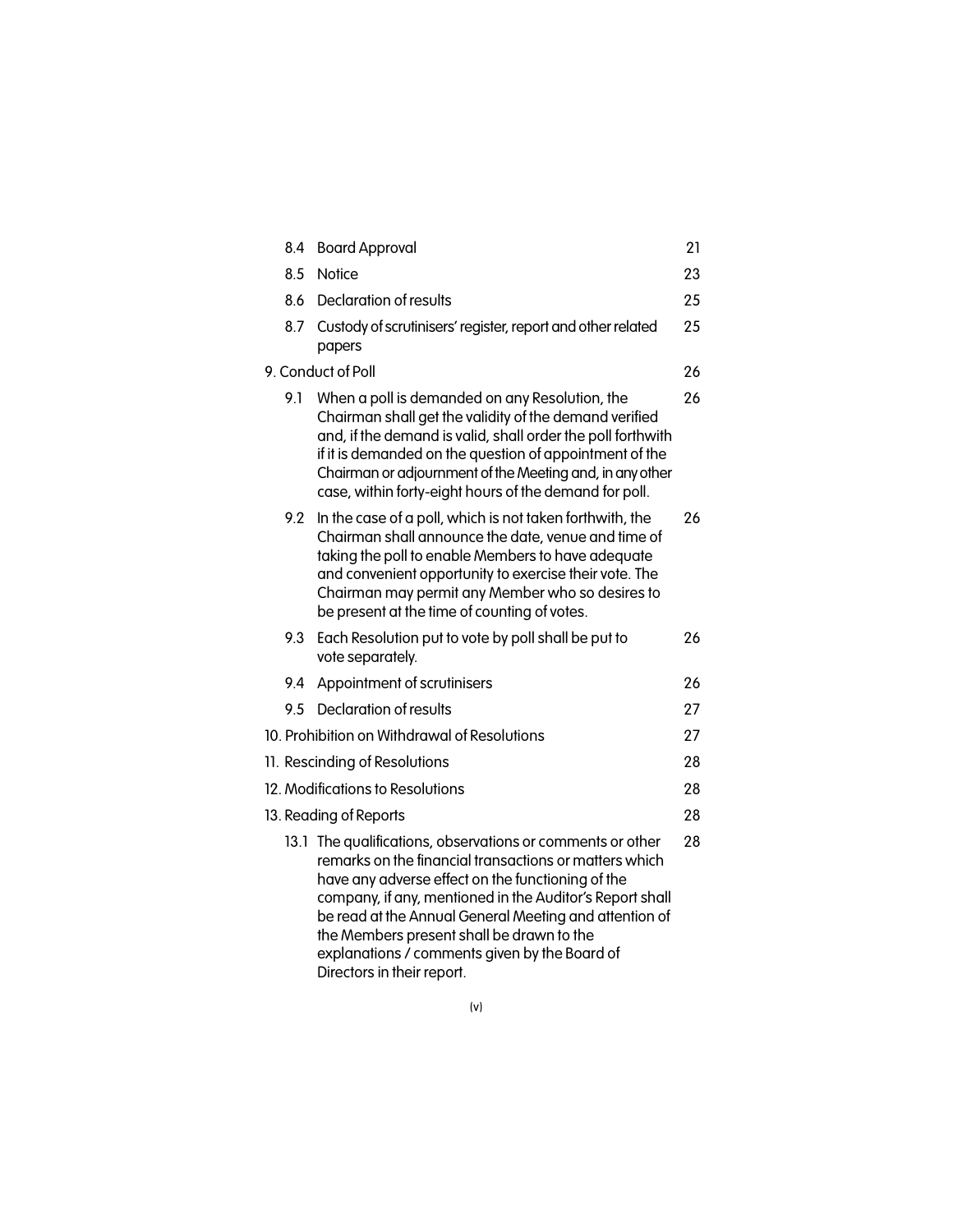| | | |
|---|---|---|
| 8.4 | Board Approval | 21 |
| 8.5 | Notice | 23 |
| 8.6 | Declaration of results | 25 |
| 8.7 | Custody of scrutinisers' register, report and other related papers | 25 |
| 9. Conduct of Poll | | 26 |
| 9.1 | When a poll is demanded on any Resolution, the Chairman shall get the validity of the demand verified and, if the demand is valid, shall order the poll forthwith if it is demanded on the question of appointment of the Chairman or adjournment of the Meeting and, in any other case, within forty-eight hours of the demand for poll. | 26 |
| 9.2 | In the case of a poll, which is not taken forthwith, the Chairman shall announce the date, venue and time of taking the poll to enable Members to have adequate and convenient opportunity to exercise their vote. The Chairman may permit any Member who so desires to be present at the time of counting of votes. | 26 |
| 9.3 | Each Resolution put to vote by poll shall be put to vote separately. | 26 |
| 9.4 | Appointment of scrutinisers | 26 |
| 9.5 | Declaration of results | 27 |
| 10. Prohibition on Withdrawal of Resolutions | | 27 |
| 11. Rescinding of Resolutions | | 28 |
| 12. Modifications to Resolutions | | 28 |
| 13. Reading of Reports | | 28 |
| 13.1 | The qualifications, observations or comments or other remarks on the financial transactions or matters which have any adverse effect on the functioning of the company, if any, mentioned in the Auditor's Report shall be read at the Annual General Meeting and attention of the Members present shall be drawn to the explanations / comments given by the Board of Directors in their report. | 28 |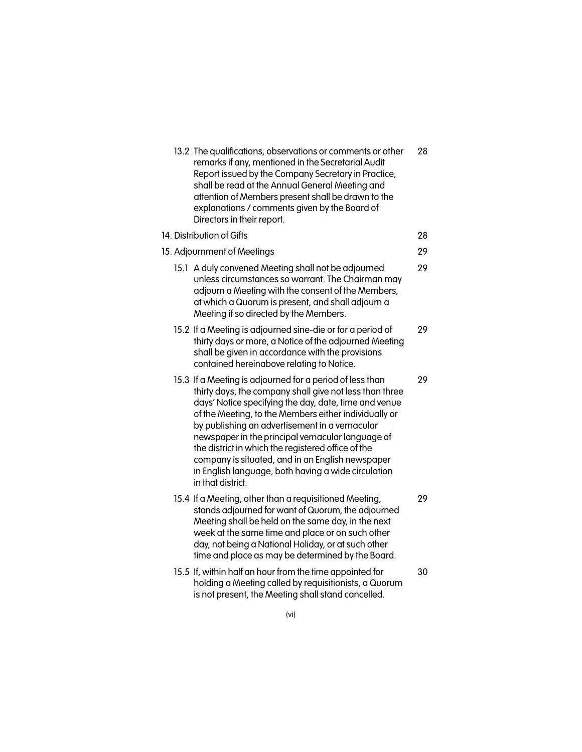| | |
|---|---|
| 13.2 The qualifications, observations or comments or other remarks if any, mentioned in the Secretarial Audit Report issued by the Company Secretary in Practice, shall be read at the Annual General Meeting and attention of Members present shall be drawn to the explanations / comments given by the Board of Directors in their report. | 28 |
| 14. Distribution of Gifts | 28 |
| 15. Adjournment of Meetings | 29 |
| 15.1 A duly convened Meeting shall not be adjourned unless circumstances so warrant. The Chairman may adjourn a Meeting with the consent of the Members, at which a Quorum is present, and shall adjourn a Meeting if so directed by the Members. | 29 |
| 15.2 If a Meeting is adjourned sine-die or for a period of thirty days or more, a Notice of the adjourned Meeting shall be given in accordance with the provisions contained hereinabove relating to Notice. | 29 |
| 15.3 If a Meeting is adjourned for a period of less than thirty days, the company shall give not less than three days' Notice specifying the day, date, time and venue of the Meeting, to the Members either individually or by publishing an advertisement in a vernacular newspaper in the principal vernacular language of the district in which the registered office of the company is situated, and in an English newspaper in English language, both having a wide circulation in that district. | 29 |
| 15.4 If a Meeting, other than a requisitioned Meeting, stands adjourned for want of Quorum, the adjourned Meeting shall be held on the same day, in the next week at the same time and place or on such other day, not being a National Holiday, or at such other time and place as may be determined by the Board. | 29 |
| 15.5 If, within half an hour from the time appointed for holding a Meeting called by requisitionists, a Quorum is not present, the Meeting shall stand cancelled. | 30 |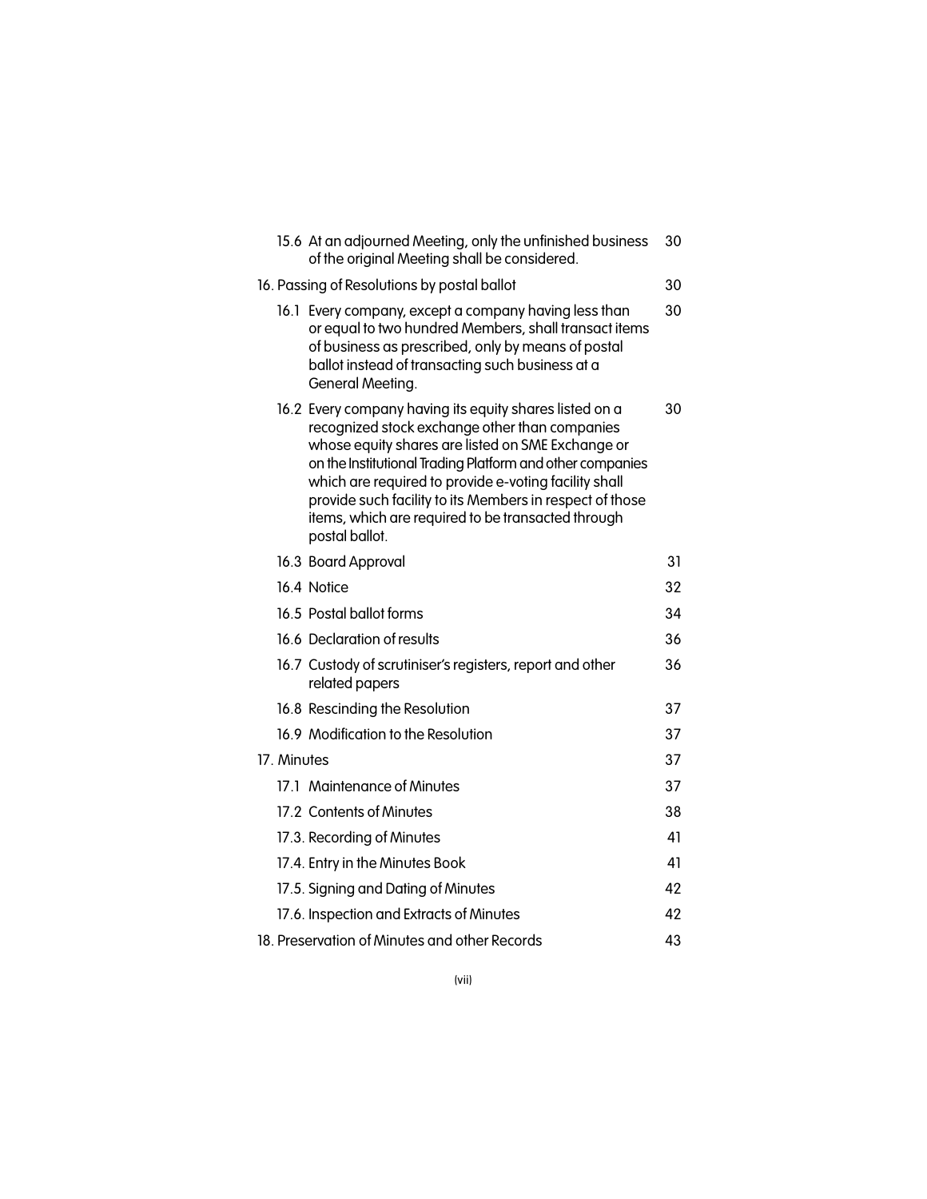| | |
|---|---|
| 15.6 At an adjourned Meeting, only the unfinished business of the original Meeting shall be considered. | 30 |
| 16. Passing of Resolutions by postal ballot | 30 |
| 16.1 Every company, except a company having less than or equal to two hundred Members, shall transact items of business as prescribed, only by means of postal ballot instead of transacting such business at a General Meeting. | 30 |
| 16.2 Every company having its equity shares listed on a recognized stock exchange other than companies whose equity shares are listed on SME Exchange or on the Institutional Trading Platform and other companies which are required to provide e-voting facility shall provide such facility to its Members in respect of those items, which are required to be transacted through postal ballot. | 30 |
| 16.3 Board Approval | 31 |
| 16.4 Notice | 32 |
| 16.5 Postal ballot forms | 34 |
| 16.6 Declaration of results | 36 |
| 16.7 Custody of scrutiniser's registers, report and other related papers | 36 |
| 16.8 Rescinding the Resolution | 37 |
| 16.9 Modification to the Resolution | 37 |
| 17. Minutes | 37 |
| 17.1 Maintenance of Minutes | 37 |
| 17.2 Contents of Minutes | 38 |
| 17.3. Recording of Minutes | 41 |
| 17.4. Entry in the Minutes Book | 41 |
| 17.5. Signing and Dating of Minutes | 42 |
| 17.6. Inspection and Extracts of Minutes | 42 |
| 18. Preservation of Minutes and other Records | 43 |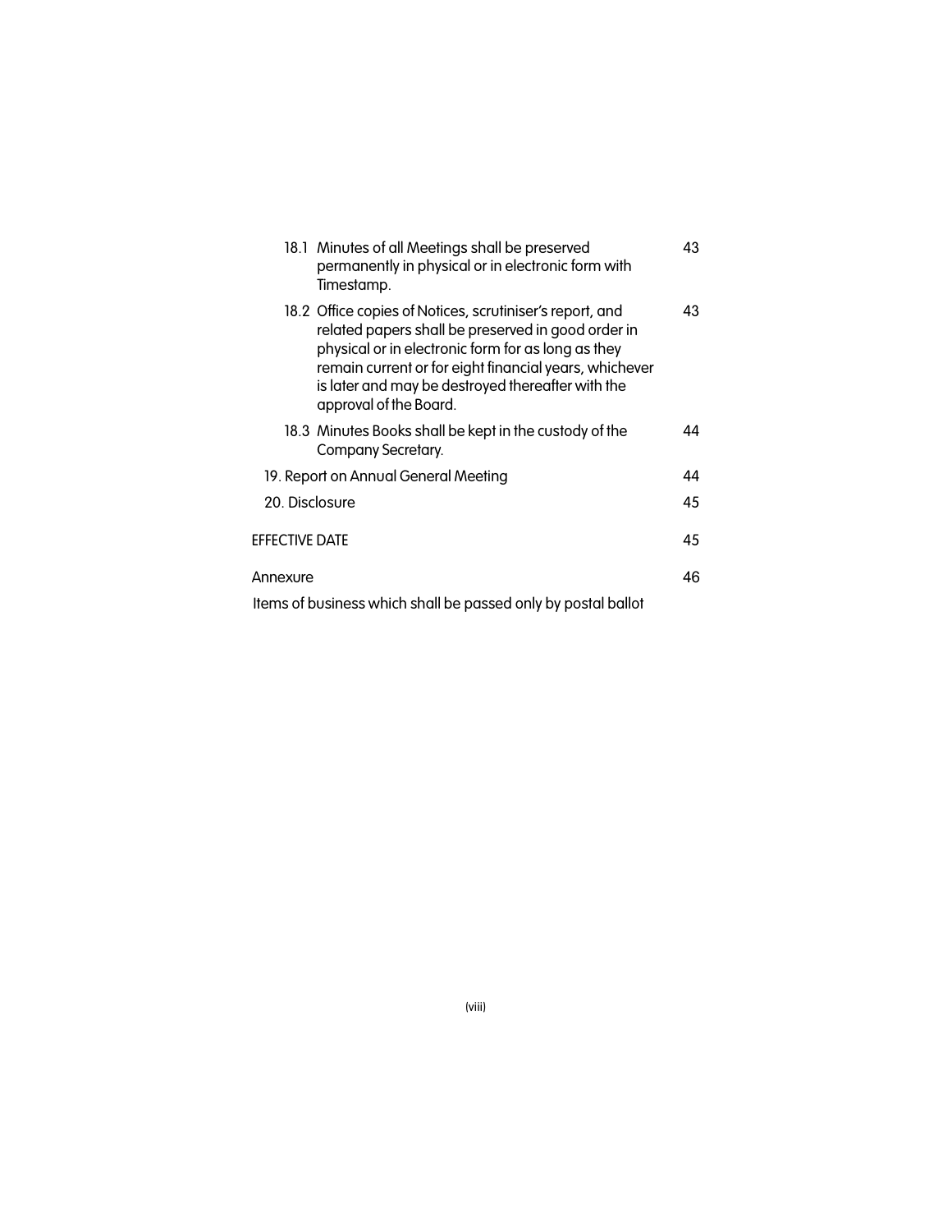| | |
|---|---|
| 18.1 Minutes of all Meetings shall be preserved permanently in physical or in electronic form with Timestamp. | 43 |
| 18.2 Office copies of Notices, scrutiniser's report, and related papers shall be preserved in good order in physical or in electronic form for as long as they remain current or for eight financial years, whichever is later and may be destroyed thereafter with the approval of the Board. | 43 |
| 18.3 Minutes Books shall be kept in the custody of the Company Secretary. | 44 |
| 19. Report on Annual General Meeting | 44 |
| 20. Disclosure | 45 |
| EFFECTIVE DATE | 45 |
| Annexure | 46 |
| Items of business which shall be passed only by postal ballot | |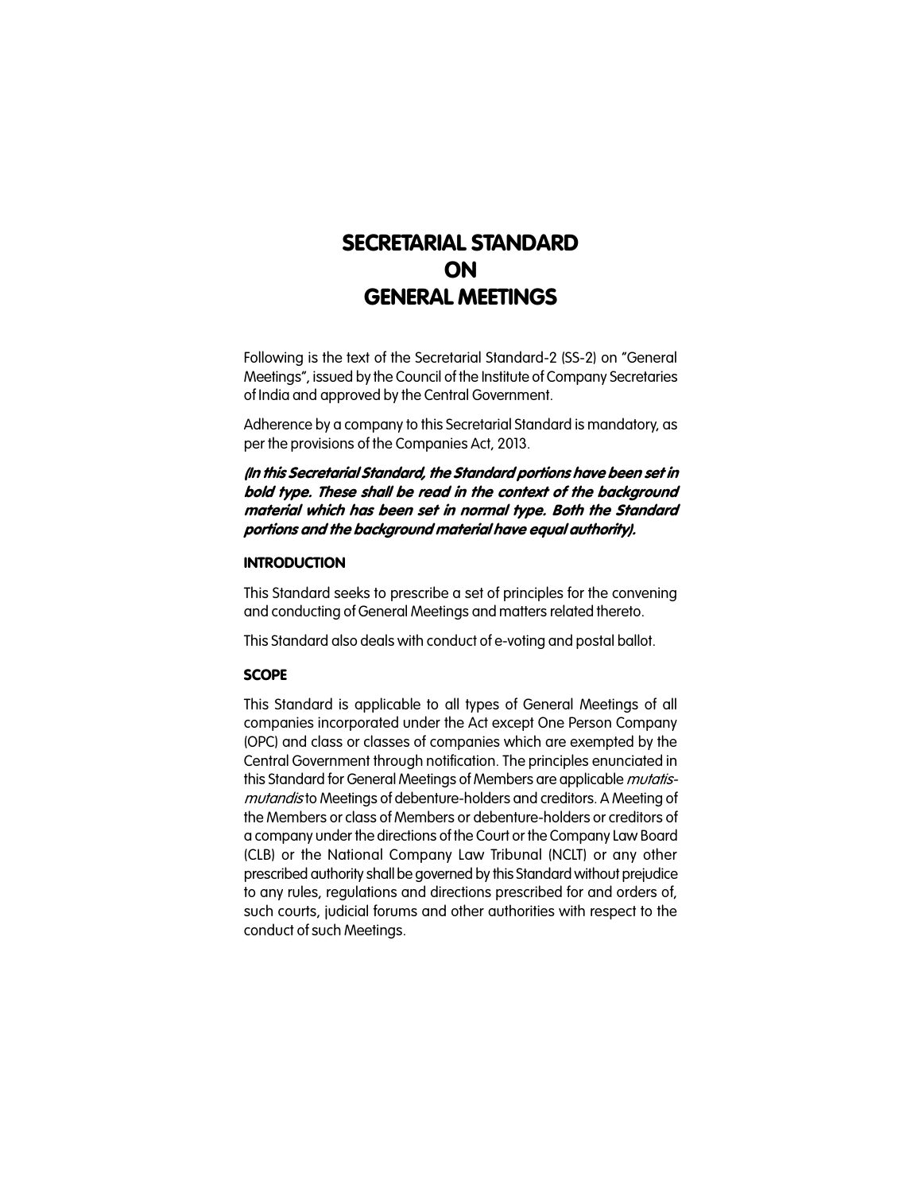# SECRETARIAL STANDARD
# ON
# GENERAL MEETINGS

Following is the text of the Secretarial Standard-2 (SS-2) on "General Meetings", issued by the Council of the Institute of Company Secretaries of India and approved by the Central Government.

Adherence by a company to this Secretarial Standard is mandatory, as per the provisions of the Companies Act, 2013.

***(In this Secretarial Standard, the Standard portions have been set in bold type. These shall be read in the context of the background material which has been set in normal type. Both the Standard portions and the background material have equal authority).***

**INTRODUCTION**

This Standard seeks to prescribe a set of principles for the convening and conducting of General Meetings and matters related thereto.

This Standard also deals with conduct of e-voting and postal ballot.

**SCOPE**

This Standard is applicable to all types of General Meetings of all companies incorporated under the Act except One Person Company (OPC) and class or classes of companies which are exempted by the Central Government through notification. The principles enunciated in this Standard for General Meetings of Members are applicable *mutatis-mutandis* to Meetings of debenture-holders and creditors. A Meeting of the Members or class of Members or debenture-holders or creditors of a company under the directions of the Court or the Company Law Board (CLB) or the National Company Law Tribunal (NCLT) or any other prescribed authority shall be governed by this Standard without prejudice to any rules, regulations and directions prescribed for and orders of, such courts, judicial forums and other authorities with respect to the conduct of such Meetings.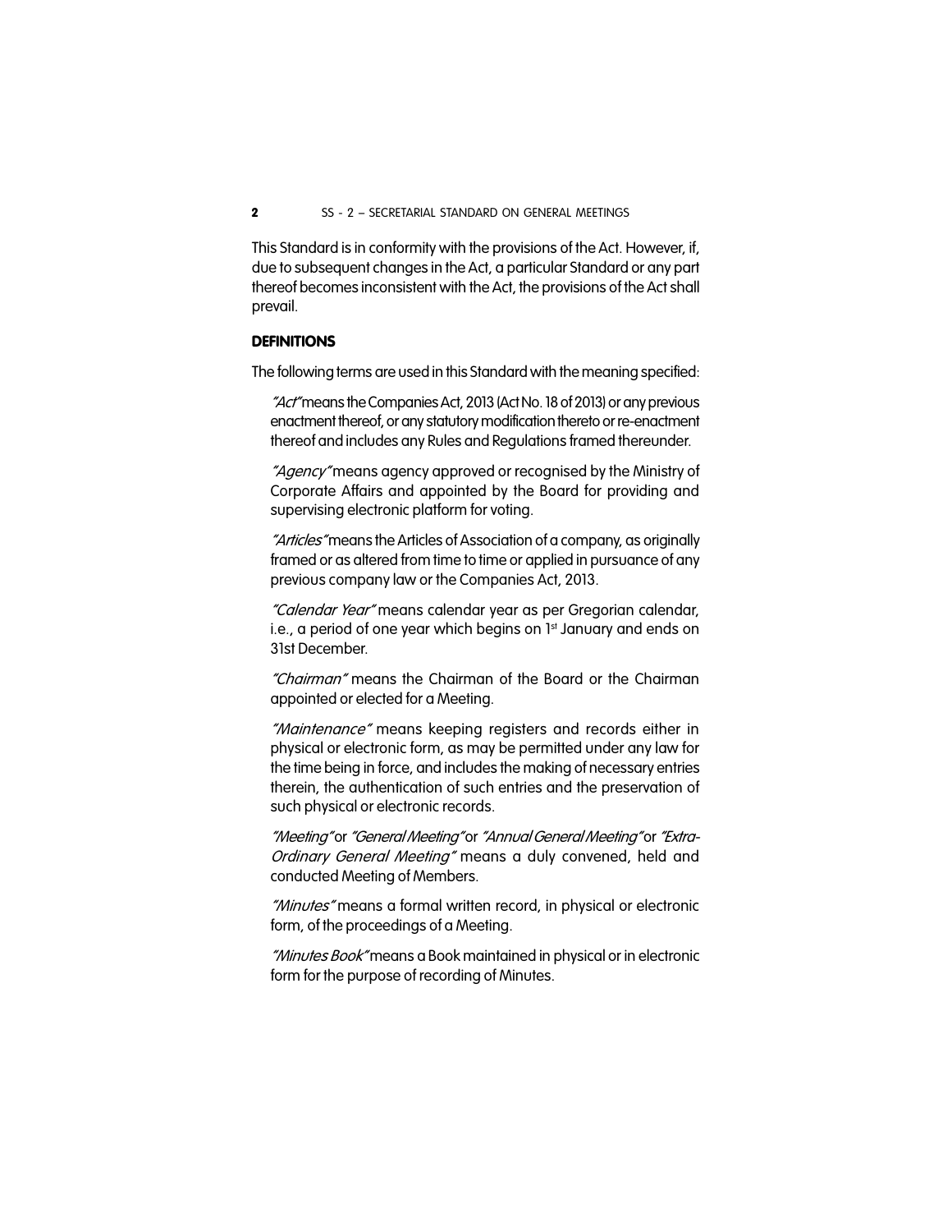This Standard is in conformity with the provisions of the Act. However, if, due to subsequent changes in the Act, a particular Standard or any part thereof becomes inconsistent with the Act, the provisions of the Act shall prevail.

**DEFINITIONS**

The following terms are used in this Standard with the meaning specified:

*"Act"* means the Companies Act, 2013 (Act No. 18 of 2013) or any previous enactment thereof, or any statutory modification thereto or re-enactment thereof and includes any Rules and Regulations framed thereunder.

*"Agency"* means agency approved or recognised by the Ministry of Corporate Affairs and appointed by the Board for providing and supervising electronic platform for voting.

*"Articles"* means the Articles of Association of a company, as originally framed or as altered from time to time or applied in pursuance of any previous company law or the Companies Act, 2013.

*"Calendar Year"* means calendar year as per Gregorian calendar, i.e., a period of one year which begins on 1st January and ends on 31st December.

*"Chairman"* means the Chairman of the Board or the Chairman appointed or elected for a Meeting.

*"Maintenance"* means keeping registers and records either in physical or electronic form, as may be permitted under any law for the time being in force, and includes the making of necessary entries therein, the authentication of such entries and the preservation of such physical or electronic records.

*"Meeting"* or *"General Meeting"* or *"Annual General Meeting"* or *"Extra-Ordinary General Meeting"* means a duly convened, held and conducted Meeting of Members.

*"Minutes"* means a formal written record, in physical or electronic form, of the proceedings of a Meeting.

*"Minutes Book"* means a Book maintained in physical or in electronic form for the purpose of recording of Minutes.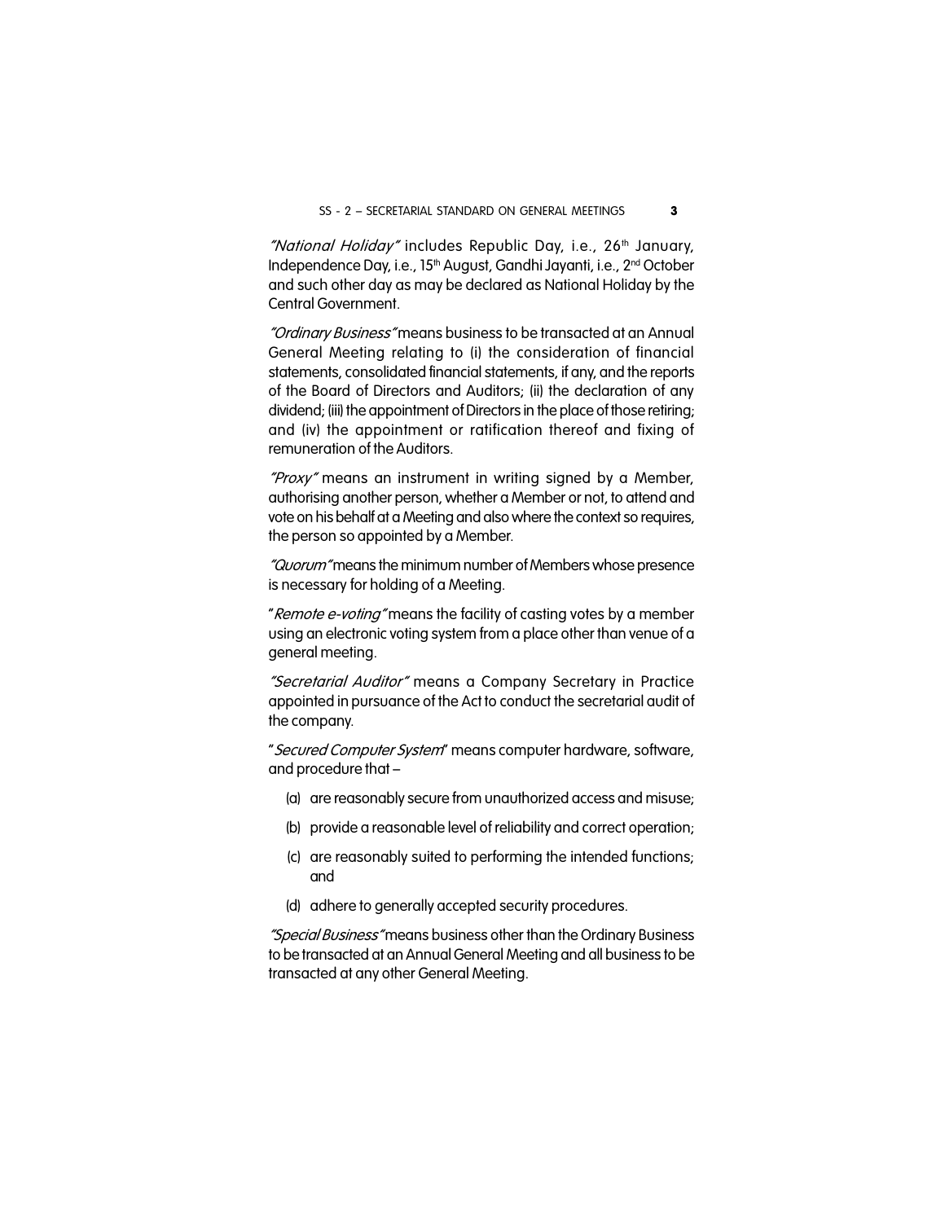*"National Holiday"* includes Republic Day, i.e., 26th January, Independence Day, i.e., 15th August, Gandhi Jayanti, i.e., 2nd October and such other day as may be declared as National Holiday by the Central Government.

*"Ordinary Business"* means business to be transacted at an Annual General Meeting relating to (i) the consideration of financial statements, consolidated financial statements, if any, and the reports of the Board of Directors and Auditors; (ii) the declaration of any dividend; (iii) the appointment of Directors in the place of those retiring; and (iv) the appointment or ratification thereof and fixing of remuneration of the Auditors.

*"Proxy"* means an instrument in writing signed by a Member, authorising another person, whether a Member or not, to attend and vote on his behalf at a Meeting and also where the context so requires, the person so appointed by a Member.

*"Quorum"* means the minimum number of Members whose presence is necessary for holding of a Meeting.

"*Remote e-voting*" means the facility of casting votes by a member using an electronic voting system from a place other than venue of a general meeting.

*"Secretarial Auditor"* means a Company Secretary in Practice appointed in pursuance of the Act to conduct the secretarial audit of the company.

"*Secured Computer System*" means computer hardware, software, and procedure that –

(a) are reasonably secure from unauthorized access and misuse;

(b) provide a reasonable level of reliability and correct operation;

(c) are reasonably suited to performing the intended functions; and

(d) adhere to generally accepted security procedures.

*"Special Business"* means business other than the Ordinary Business to be transacted at an Annual General Meeting and all business to be transacted at any other General Meeting.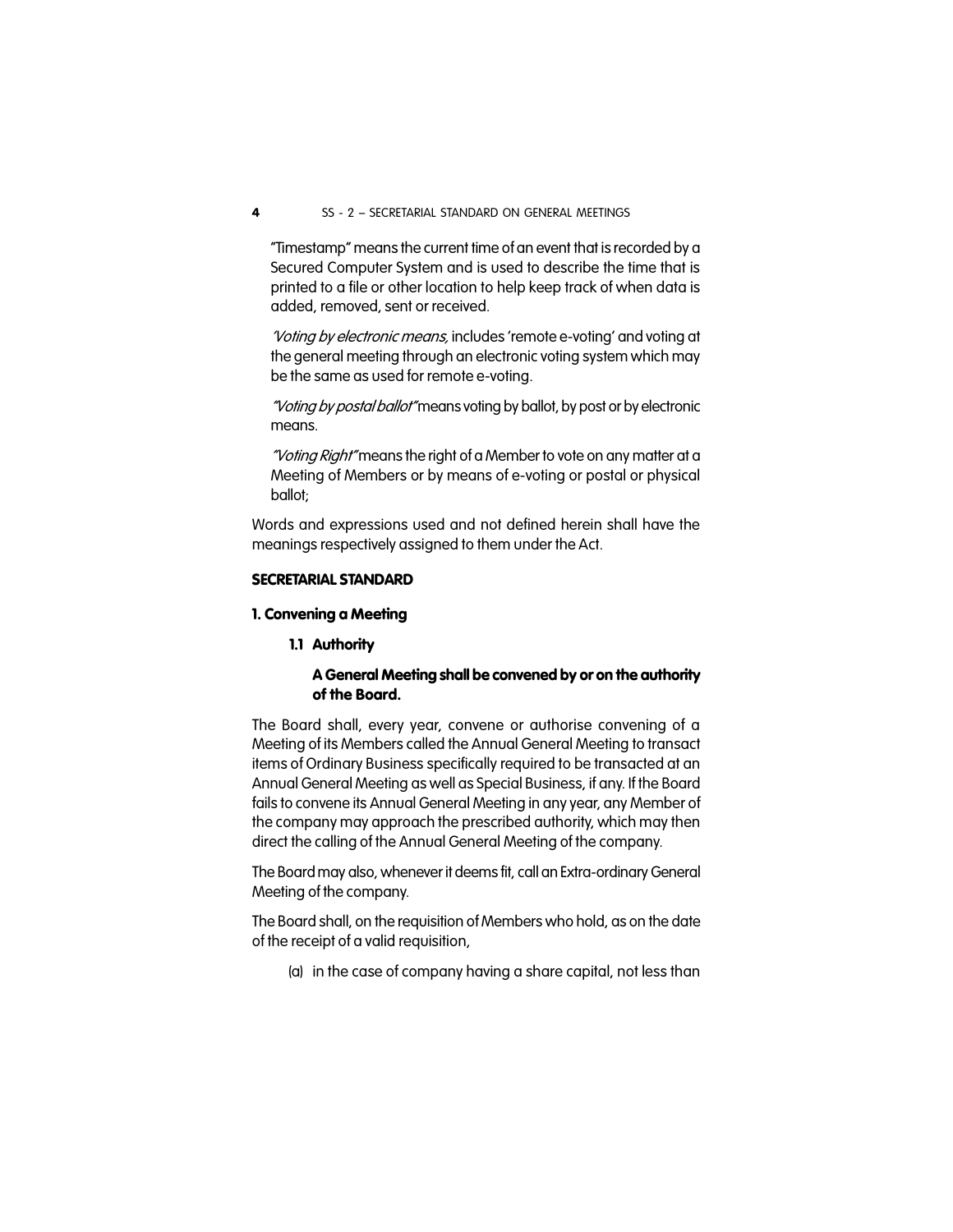"Timestamp" means the current time of an event that is recorded by a Secured Computer System and is used to describe the time that is printed to a file or other location to help keep track of when data is added, removed, sent or received.

*'Voting by electronic means,* includes 'remote e-voting' and voting at the general meeting through an electronic voting system which may be the same as used for remote e-voting.

*"Voting by postal ballot"* means voting by ballot, by post or by electronic means.

*"Voting Right"* means the right of a Member to vote on any matter at a Meeting of Members or by means of e-voting or postal or physical ballot;

Words and expressions used and not defined herein shall have the meanings respectively assigned to them under the Act.

## SECRETARIAL STANDARD

### 1. Convening a Meeting

#### 1.1 Authority

**A General Meeting shall be convened by or on the authority of the Board.**

The Board shall, every year, convene or authorise convening of a Meeting of its Members called the Annual General Meeting to transact items of Ordinary Business specifically required to be transacted at an Annual General Meeting as well as Special Business, if any. If the Board fails to convene its Annual General Meeting in any year, any Member of the company may approach the prescribed authority, which may then direct the calling of the Annual General Meeting of the company.

The Board may also, whenever it deems fit, call an Extra-ordinary General Meeting of the company.

The Board shall, on the requisition of Members who hold, as on the date of the receipt of a valid requisition,

(a) in the case of company having a share capital, not less than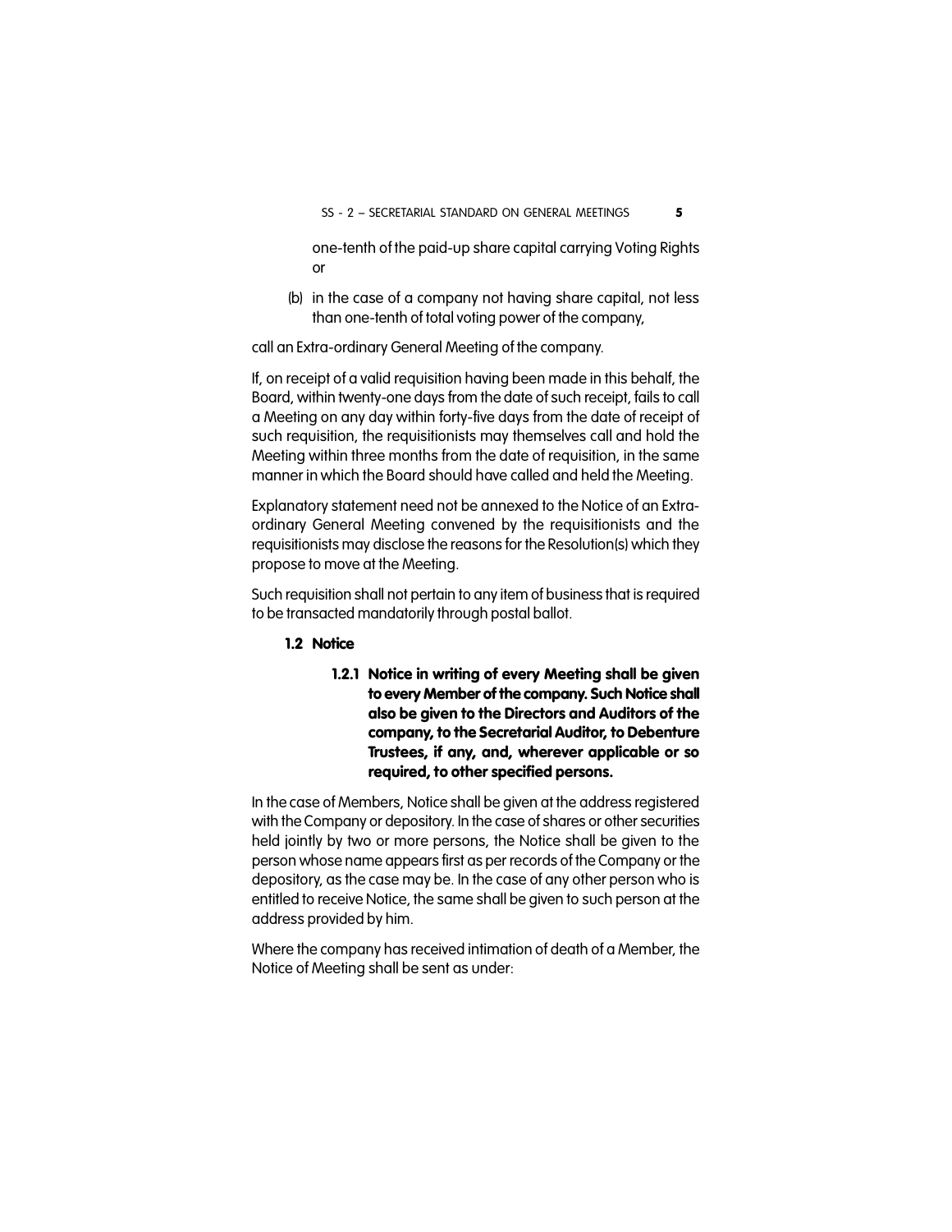one-tenth of the paid-up share capital carrying Voting Rights or

(b) in the case of a company not having share capital, not less than one-tenth of total voting power of the company,

call an Extra-ordinary General Meeting of the company.

If, on receipt of a valid requisition having been made in this behalf, the Board, within twenty-one days from the date of such receipt, fails to call a Meeting on any day within forty-five days from the date of receipt of such requisition, the requisitionists may themselves call and hold the Meeting within three months from the date of requisition, in the same manner in which the Board should have called and held the Meeting.

Explanatory statement need not be annexed to the Notice of an Extra-ordinary General Meeting convened by the requisitionists and the requisitionists may disclose the reasons for the Resolution(s) which they propose to move at the Meeting.

Such requisition shall not pertain to any item of business that is required to be transacted mandatorily through postal ballot.

### 1.2 Notice

**1.2.1 Notice in writing of every Meeting shall be given to every Member of the company. Such Notice shall also be given to the Directors and Auditors of the company, to the Secretarial Auditor, to Debenture Trustees, if any, and, wherever applicable or so required, to other specified persons.**

In the case of Members, Notice shall be given at the address registered with the Company or depository. In the case of shares or other securities held jointly by two or more persons, the Notice shall be given to the person whose name appears first as per records of the Company or the depository, as the case may be. In the case of any other person who is entitled to receive Notice, the same shall be given to such person at the address provided by him.

Where the company has received intimation of death of a Member, the Notice of Meeting shall be sent as under: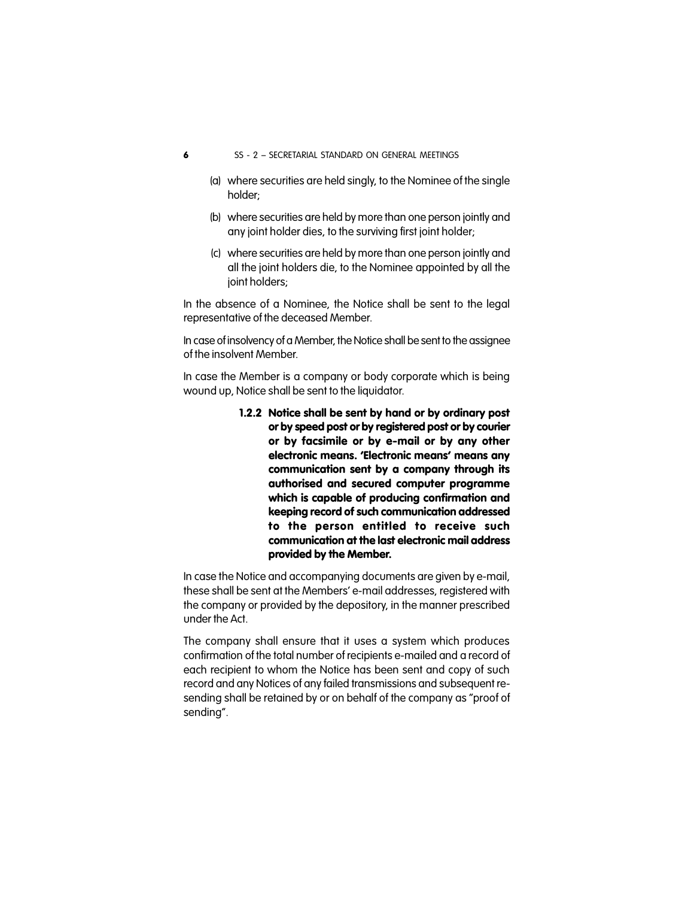(a) where securities are held singly, to the Nominee of the single holder;

(b) where securities are held by more than one person jointly and any joint holder dies, to the surviving first joint holder;

(c) where securities are held by more than one person jointly and all the joint holders die, to the Nominee appointed by all the joint holders;

In the absence of a Nominee, the Notice shall be sent to the legal representative of the deceased Member.

In case of insolvency of a Member, the Notice shall be sent to the assignee of the insolvent Member.

In case the Member is a company or body corporate which is being wound up, Notice shall be sent to the liquidator.

**1.2.2 Notice shall be sent by hand or by ordinary post or by speed post or by registered post or by courier or by facsimile or by e-mail or by any other electronic means. 'Electronic means' means any communication sent by a company through its authorised and secured computer programme which is capable of producing confirmation and keeping record of such communication addressed to the person entitled to receive such communication at the last electronic mail address provided by the Member.**

In case the Notice and accompanying documents are given by e-mail, these shall be sent at the Members' e-mail addresses, registered with the company or provided by the depository, in the manner prescribed under the Act.

The company shall ensure that it uses a system which produces confirmation of the total number of recipients e-mailed and a record of each recipient to whom the Notice has been sent and copy of such record and any Notices of any failed transmissions and subsequent re-sending shall be retained by or on behalf of the company as "proof of sending".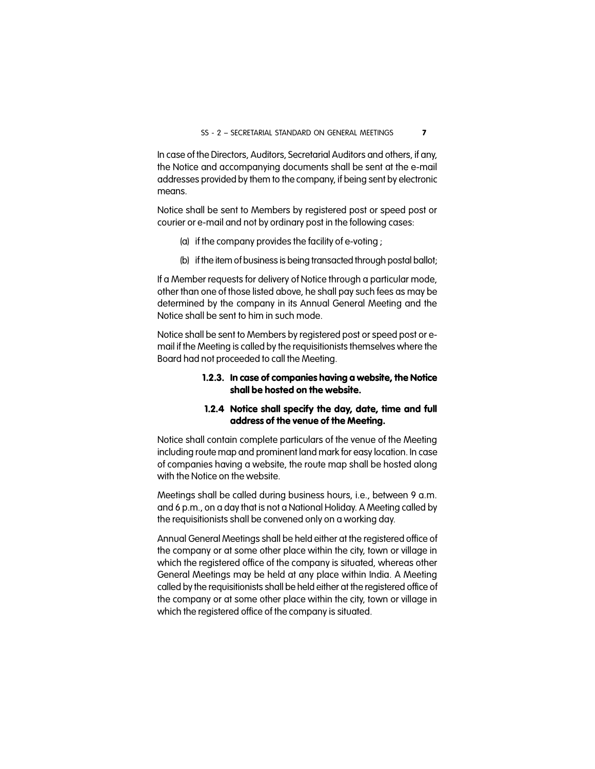In case of the Directors, Auditors, Secretarial Auditors and others, if any, the Notice and accompanying documents shall be sent at the e-mail addresses provided by them to the company, if being sent by electronic means.

Notice shall be sent to Members by registered post or speed post or courier or e-mail and not by ordinary post in the following cases:

(a) if the company provides the facility of e-voting ;

(b) if the item of business is being transacted through postal ballot;

If a Member requests for delivery of Notice through a particular mode, other than one of those listed above, he shall pay such fees as may be determined by the company in its Annual General Meeting and the Notice shall be sent to him in such mode.

Notice shall be sent to Members by registered post or speed post or e-mail if the Meeting is called by the requisitionists themselves where the Board had not proceeded to call the Meeting.

**1.2.3. In case of companies having a website, the Notice shall be hosted on the website.**

**1.2.4 Notice shall specify the day, date, time and full address of the venue of the Meeting.**

Notice shall contain complete particulars of the venue of the Meeting including route map and prominent land mark for easy location. In case of companies having a website, the route map shall be hosted along with the Notice on the website.

Meetings shall be called during business hours, i.e., between 9 a.m. and 6 p.m., on a day that is not a National Holiday. A Meeting called by the requisitionists shall be convened only on a working day.

Annual General Meetings shall be held either at the registered office of the company or at some other place within the city, town or village in which the registered office of the company is situated, whereas other General Meetings may be held at any place within India. A Meeting called by the requisitionists shall be held either at the registered office of the company or at some other place within the city, town or village in which the registered office of the company is situated.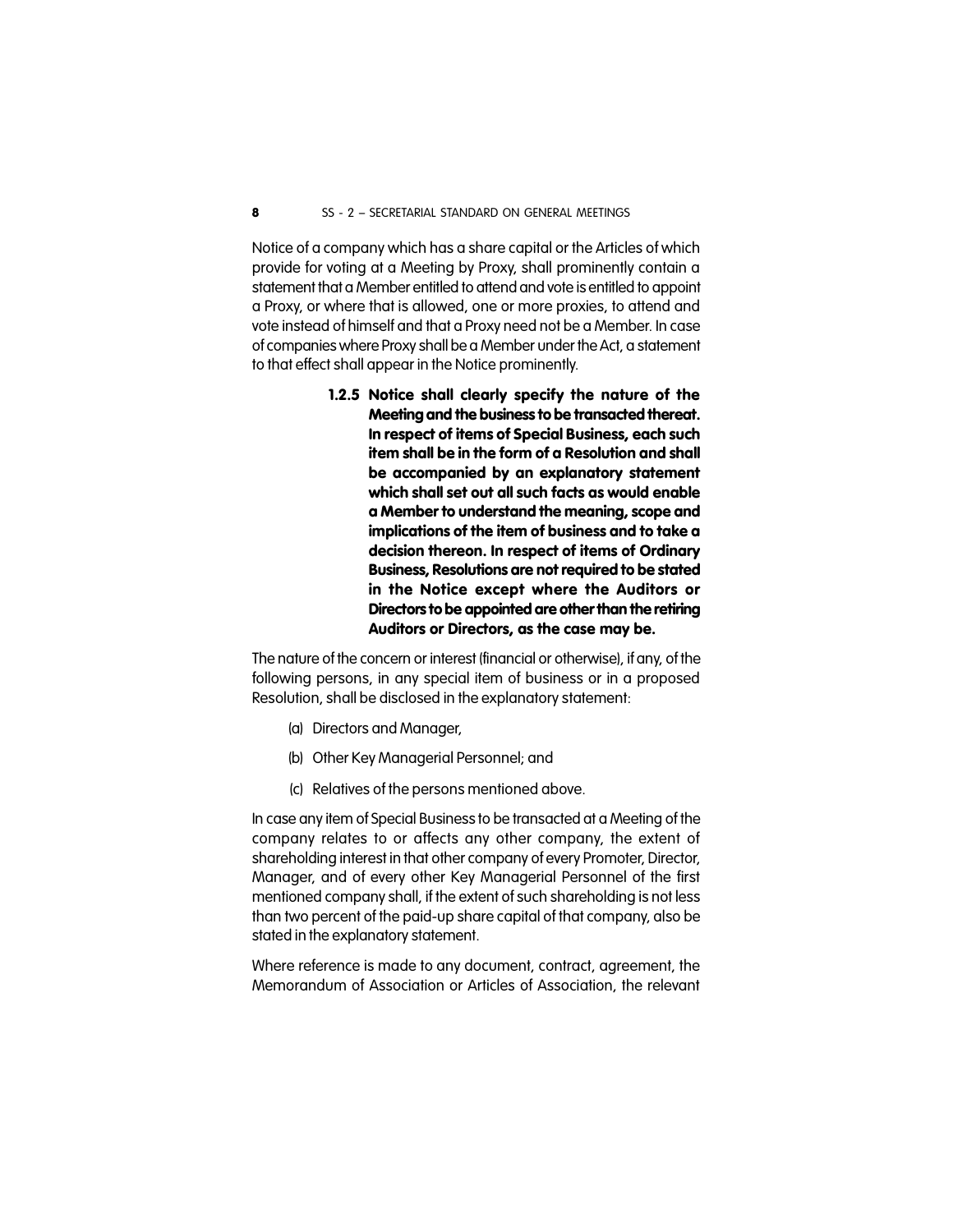Notice of a company which has a share capital or the Articles of which provide for voting at a Meeting by Proxy, shall prominently contain a statement that a Member entitled to attend and vote is entitled to appoint a Proxy, or where that is allowed, one or more proxies, to attend and vote instead of himself and that a Proxy need not be a Member. In case of companies where Proxy shall be a Member under the Act, a statement to that effect shall appear in the Notice prominently.

**1.2.5 Notice shall clearly specify the nature of the Meeting and the business to be transacted thereat. In respect of items of Special Business, each such item shall be in the form of a Resolution and shall be accompanied by an explanatory statement which shall set out all such facts as would enable a Member to understand the meaning, scope and implications of the item of business and to take a decision thereon. In respect of items of Ordinary Business, Resolutions are not required to be stated in the Notice except where the Auditors or Directors to be appointed are other than the retiring Auditors or Directors, as the case may be.**

The nature of the concern or interest (financial or otherwise), if any, of the following persons, in any special item of business or in a proposed Resolution, shall be disclosed in the explanatory statement:

(a) Directors and Manager,

(b) Other Key Managerial Personnel; and

(c) Relatives of the persons mentioned above.

In case any item of Special Business to be transacted at a Meeting of the company relates to or affects any other company, the extent of shareholding interest in that other company of every Promoter, Director, Manager, and of every other Key Managerial Personnel of the first mentioned company shall, if the extent of such shareholding is not less than two percent of the paid-up share capital of that company, also be stated in the explanatory statement.

Where reference is made to any document, contract, agreement, the Memorandum of Association or Articles of Association, the relevant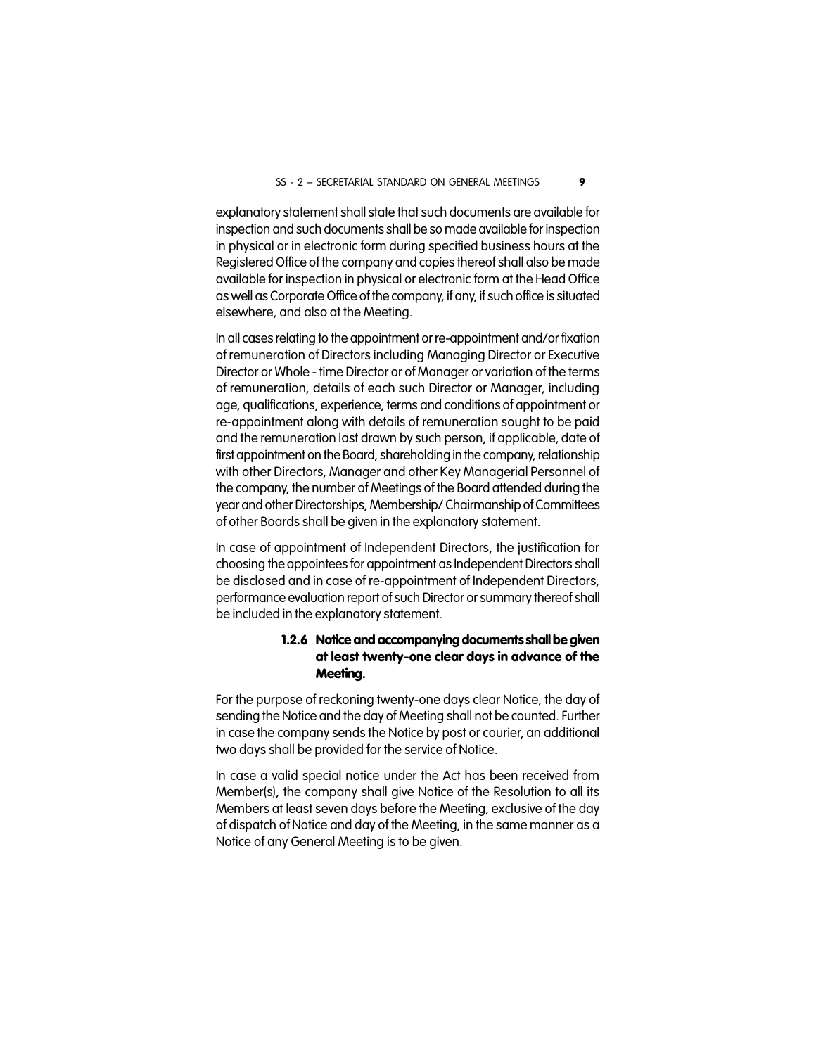explanatory statement shall state that such documents are available for inspection and such documents shall be so made available for inspection in physical or in electronic form during specified business hours at the Registered Office of the company and copies thereof shall also be made available for inspection in physical or electronic form at the Head Office as well as Corporate Office of the company, if any, if such office is situated elsewhere, and also at the Meeting.

In all cases relating to the appointment or re-appointment and/or fixation of remuneration of Directors including Managing Director or Executive Director or Whole - time Director or of Manager or variation of the terms of remuneration, details of each such Director or Manager, including age, qualifications, experience, terms and conditions of appointment or re-appointment along with details of remuneration sought to be paid and the remuneration last drawn by such person, if applicable, date of first appointment on the Board, shareholding in the company, relationship with other Directors, Manager and other Key Managerial Personnel of the company, the number of Meetings of the Board attended during the year and other Directorships, Membership/ Chairmanship of Committees of other Boards shall be given in the explanatory statement.

In case of appointment of Independent Directors, the justification for choosing the appointees for appointment as Independent Directors shall be disclosed and in case of re-appointment of Independent Directors, performance evaluation report of such Director or summary thereof shall be included in the explanatory statement.

**1.2.6 Notice and accompanying documents shall be given at least twenty-one clear days in advance of the Meeting.**

For the purpose of reckoning twenty-one days clear Notice, the day of sending the Notice and the day of Meeting shall not be counted. Further in case the company sends the Notice by post or courier, an additional two days shall be provided for the service of Notice.

In case a valid special notice under the Act has been received from Member(s), the company shall give Notice of the Resolution to all its Members at least seven days before the Meeting, exclusive of the day of dispatch of Notice and day of the Meeting, in the same manner as a Notice of any General Meeting is to be given.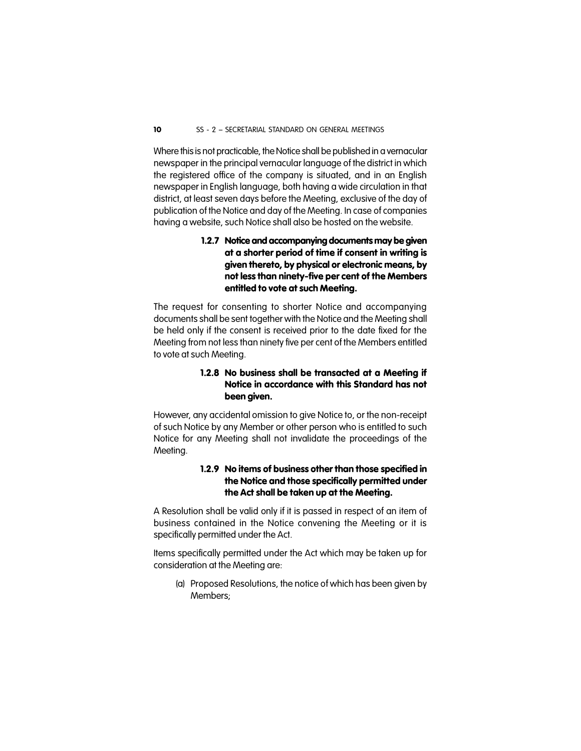Where this is not practicable, the Notice shall be published in a vernacular newspaper in the principal vernacular language of the district in which the registered office of the company is situated, and in an English newspaper in English language, both having a wide circulation in that district, at least seven days before the Meeting, exclusive of the day of publication of the Notice and day of the Meeting. In case of companies having a website, such Notice shall also be hosted on the website.

**1.2.7 Notice and accompanying documents may be given at a shorter period of time if consent in writing is given thereto, by physical or electronic means, by not less than ninety-five per cent of the Members entitled to vote at such Meeting.**

The request for consenting to shorter Notice and accompanying documents shall be sent together with the Notice and the Meeting shall be held only if the consent is received prior to the date fixed for the Meeting from not less than ninety five per cent of the Members entitled to vote at such Meeting.

**1.2.8 No business shall be transacted at a Meeting if Notice in accordance with this Standard has not been given.**

However, any accidental omission to give Notice to, or the non-receipt of such Notice by any Member or other person who is entitled to such Notice for any Meeting shall not invalidate the proceedings of the Meeting.

**1.2.9 No items of business other than those specified in the Notice and those specifically permitted under the Act shall be taken up at the Meeting.**

A Resolution shall be valid only if it is passed in respect of an item of business contained in the Notice convening the Meeting or it is specifically permitted under the Act.

Items specifically permitted under the Act which may be taken up for consideration at the Meeting are:

(a) Proposed Resolutions, the notice of which has been given by Members;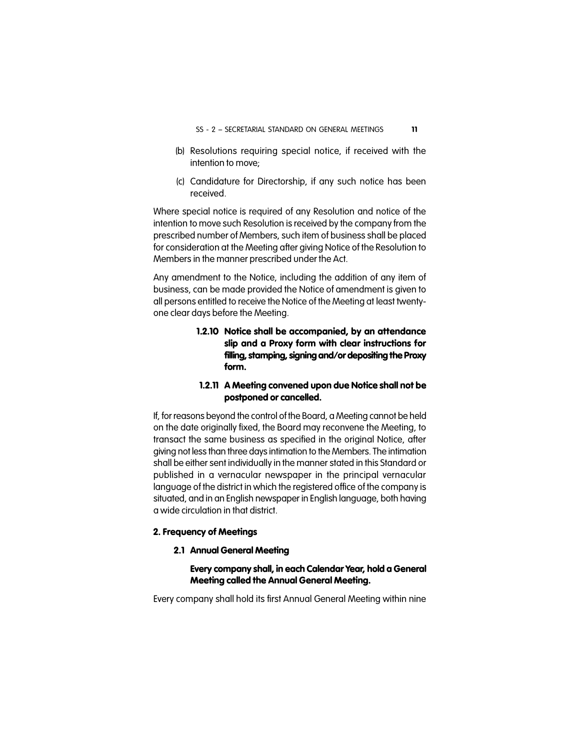(b) Resolutions requiring special notice, if received with the intention to move;

(c) Candidature for Directorship, if any such notice has been received.

Where special notice is required of any Resolution and notice of the intention to move such Resolution is received by the company from the prescribed number of Members, such item of business shall be placed for consideration at the Meeting after giving Notice of the Resolution to Members in the manner prescribed under the Act.

Any amendment to the Notice, including the addition of any item of business, can be made provided the Notice of amendment is given to all persons entitled to receive the Notice of the Meeting at least twenty-one clear days before the Meeting.

**1.2.10 Notice shall be accompanied, by an attendance slip and a Proxy form with clear instructions for filling, stamping, signing and/or depositing the Proxy form.**

**1.2.11 A Meeting convened upon due Notice shall not be postponed or cancelled.**

If, for reasons beyond the control of the Board, a Meeting cannot be held on the date originally fixed, the Board may reconvene the Meeting, to transact the same business as specified in the original Notice, after giving not less than three days intimation to the Members. The intimation shall be either sent individually in the manner stated in this Standard or published in a vernacular newspaper in the principal vernacular language of the district in which the registered office of the company is situated, and in an English newspaper in English language, both having a wide circulation in that district.

## 2. Frequency of Meetings

### 2.1 Annual General Meeting

**Every company shall, in each Calendar Year, hold a General Meeting called the Annual General Meeting.**

Every company shall hold its first Annual General Meeting within nine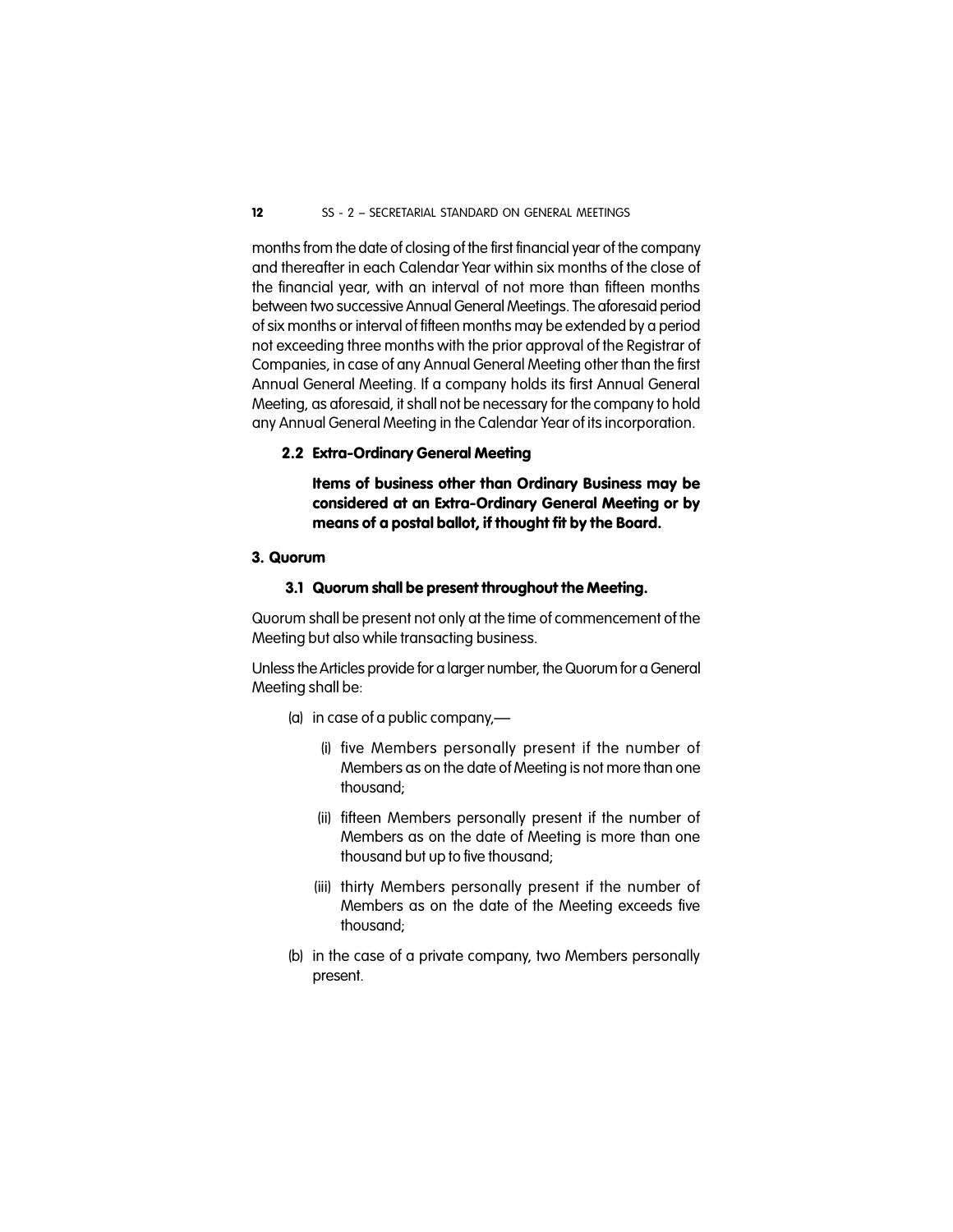months from the date of closing of the first financial year of the company and thereafter in each Calendar Year within six months of the close of the financial year, with an interval of not more than fifteen months between two successive Annual General Meetings. The aforesaid period of six months or interval of fifteen months may be extended by a period not exceeding three months with the prior approval of the Registrar of Companies, in case of any Annual General Meeting other than the first Annual General Meeting. If a company holds its first Annual General Meeting, as aforesaid, it shall not be necessary for the company to hold any Annual General Meeting in the Calendar Year of its incorporation.

### 2.2 Extra-Ordinary General Meeting

**Items of business other than Ordinary Business may be considered at an Extra-Ordinary General Meeting or by means of a postal ballot, if thought fit by the Board.**

## 3. Quorum

### 3.1 Quorum shall be present throughout the Meeting.

Quorum shall be present not only at the time of commencement of the Meeting but also while transacting business.

Unless the Articles provide for a larger number, the Quorum for a General Meeting shall be:

(a) in case of a public company,—

  (i) five Members personally present if the number of Members as on the date of Meeting is not more than one thousand;

  (ii) fifteen Members personally present if the number of Members as on the date of Meeting is more than one thousand but up to five thousand;

  (iii) thirty Members personally present if the number of Members as on the date of the Meeting exceeds five thousand;

(b) in the case of a private company, two Members personally present.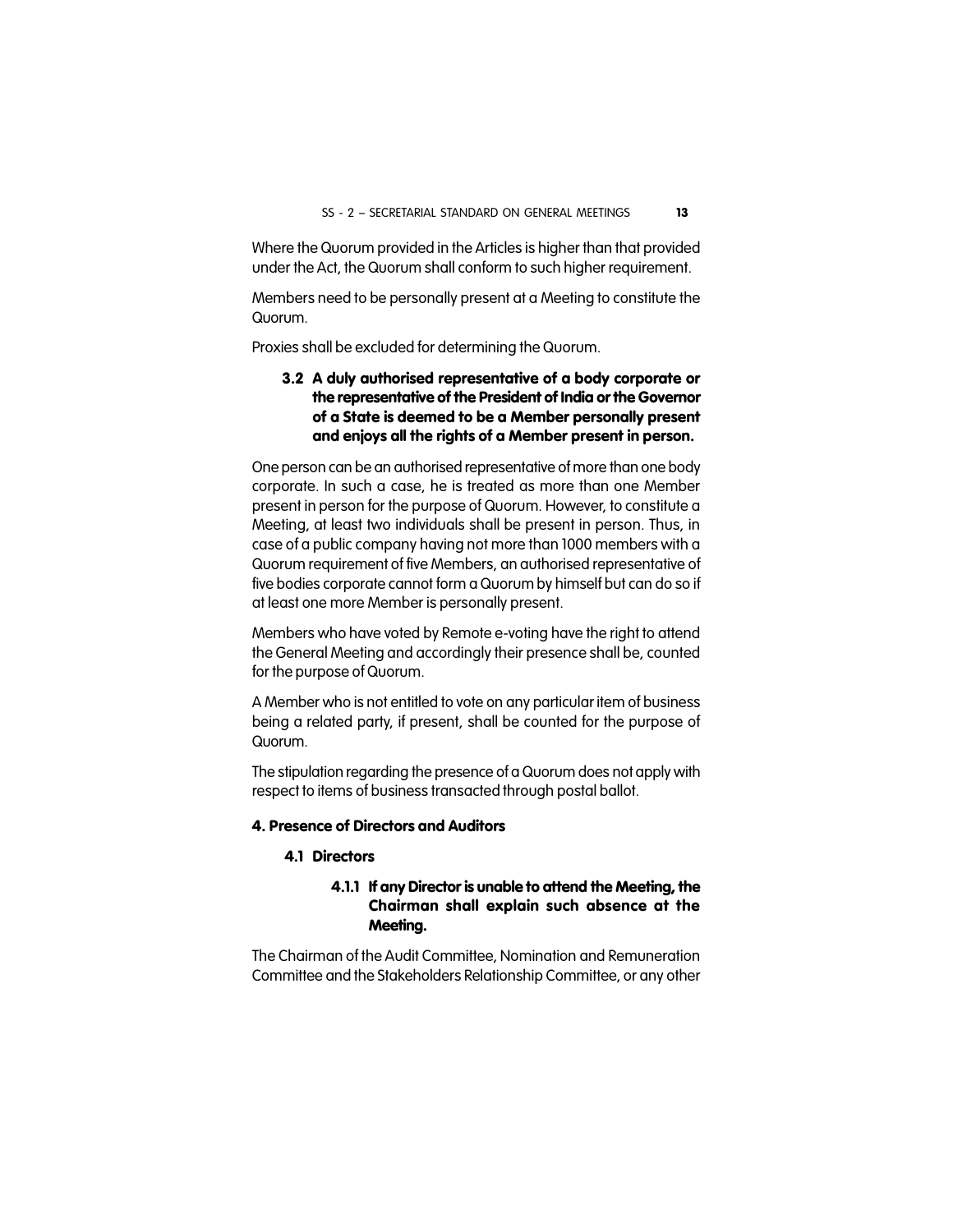Where the Quorum provided in the Articles is higher than that provided under the Act, the Quorum shall conform to such higher requirement.

Members need to be personally present at a Meeting to constitute the Quorum.

Proxies shall be excluded for determining the Quorum.

**3.2 A duly authorised representative of a body corporate or the representative of the President of India or the Governor of a State is deemed to be a Member personally present and enjoys all the rights of a Member present in person.**

One person can be an authorised representative of more than one body corporate. In such a case, he is treated as more than one Member present in person for the purpose of Quorum. However, to constitute a Meeting, at least two individuals shall be present in person. Thus, in case of a public company having not more than 1000 members with a Quorum requirement of five Members, an authorised representative of five bodies corporate cannot form a Quorum by himself but can do so if at least one more Member is personally present.

Members who have voted by Remote e-voting have the right to attend the General Meeting and accordingly their presence shall be, counted for the purpose of Quorum.

A Member who is not entitled to vote on any particular item of business being a related party, if present, shall be counted for the purpose of Quorum.

The stipulation regarding the presence of a Quorum does not apply with respect to items of business transacted through postal ballot.

## 4. Presence of Directors and Auditors

### 4.1 Directors

**4.1.1 If any Director is unable to attend the Meeting, the Chairman shall explain such absence at the Meeting.**

The Chairman of the Audit Committee, Nomination and Remuneration Committee and the Stakeholders Relationship Committee, or any other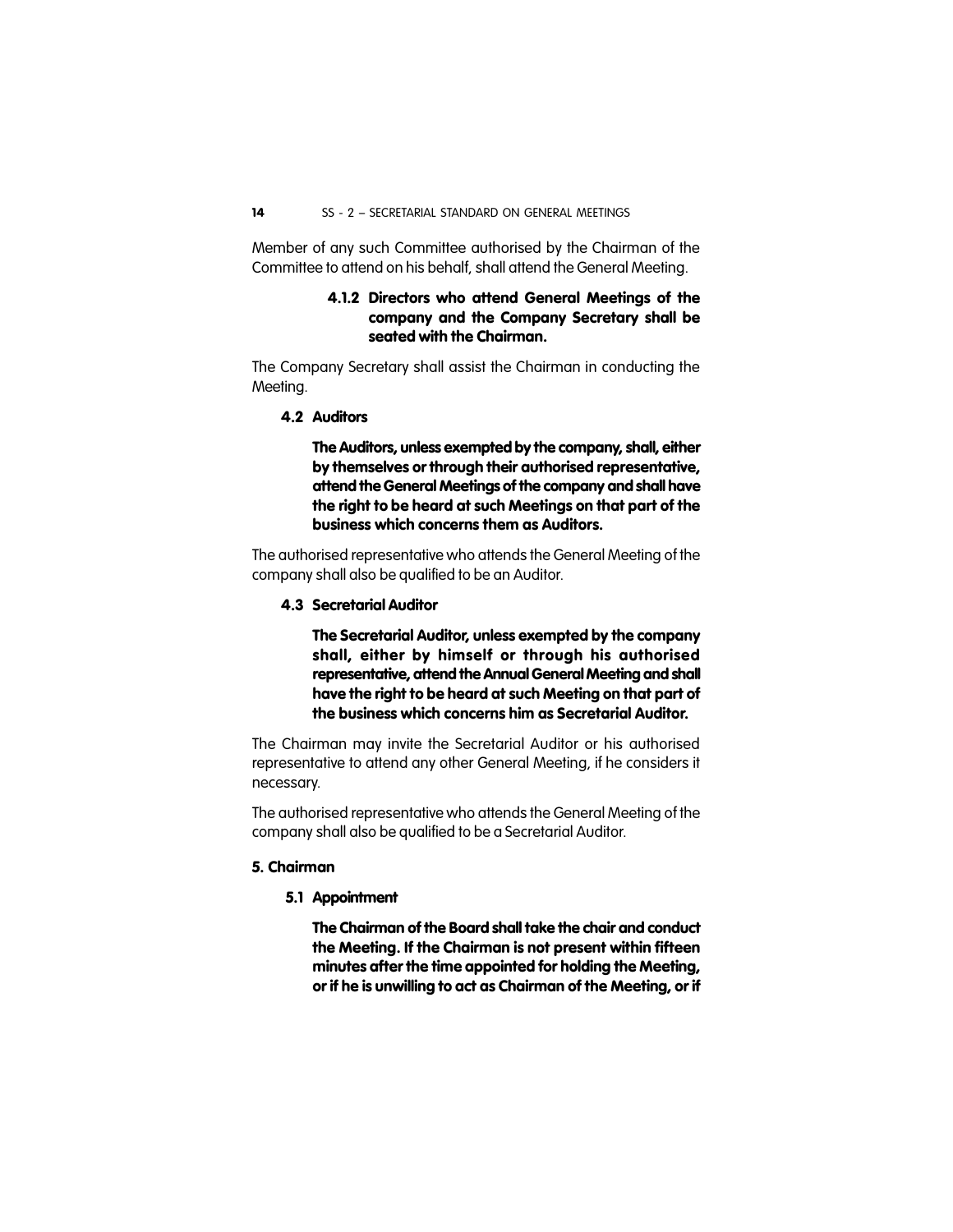Member of any such Committee authorised by the Chairman of the Committee to attend on his behalf, shall attend the General Meeting.

**4.1.2 Directors who attend General Meetings of the company and the Company Secretary shall be seated with the Chairman.**

The Company Secretary shall assist the Chairman in conducting the Meeting.

**4.2 Auditors**

**The Auditors, unless exempted by the company, shall, either by themselves or through their authorised representative, attend the General Meetings of the company and shall have the right to be heard at such Meetings on that part of the business which concerns them as Auditors.**

The authorised representative who attends the General Meeting of the company shall also be qualified to be an Auditor.

**4.3 Secretarial Auditor**

**The Secretarial Auditor, unless exempted by the company shall, either by himself or through his authorised representative, attend the Annual General Meeting and shall have the right to be heard at such Meeting on that part of the business which concerns him as Secretarial Auditor.**

The Chairman may invite the Secretarial Auditor or his authorised representative to attend any other General Meeting, if he considers it necessary.

The authorised representative who attends the General Meeting of the company shall also be qualified to be a Secretarial Auditor.

## 5. Chairman

**5.1 Appointment**

**The Chairman of the Board shall take the chair and conduct the Meeting. If the Chairman is not present within fifteen minutes after the time appointed for holding the Meeting, or if he is unwilling to act as Chairman of the Meeting, or if**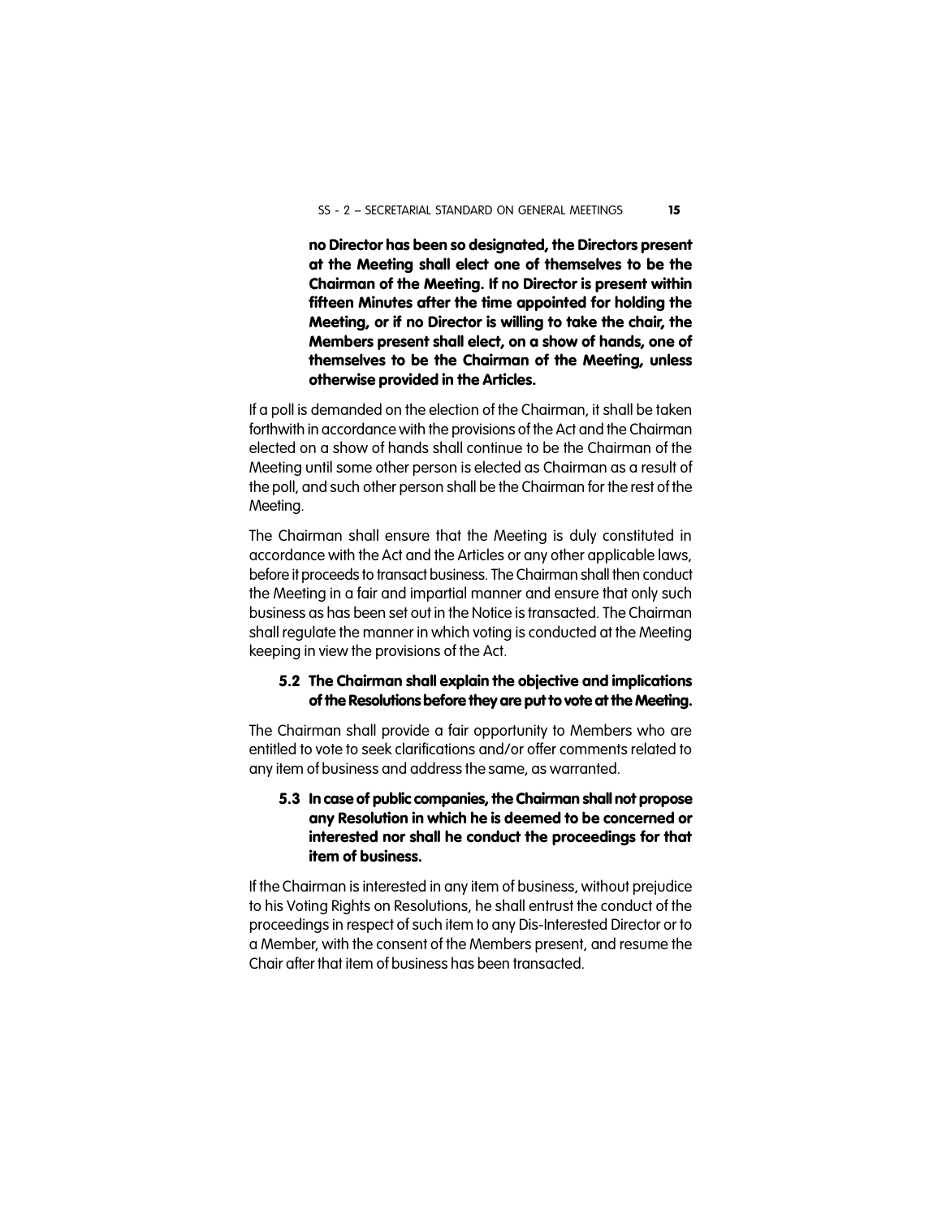**no Director has been so designated, the Directors present at the Meeting shall elect one of themselves to be the Chairman of the Meeting. If no Director is present within fifteen Minutes after the time appointed for holding the Meeting, or if no Director is willing to take the chair, the Members present shall elect, on a show of hands, one of themselves to be the Chairman of the Meeting, unless otherwise provided in the Articles.**

If a poll is demanded on the election of the Chairman, it shall be taken forthwith in accordance with the provisions of the Act and the Chairman elected on a show of hands shall continue to be the Chairman of the Meeting until some other person is elected as Chairman as a result of the poll, and such other person shall be the Chairman for the rest of the Meeting.

The Chairman shall ensure that the Meeting is duly constituted in accordance with the Act and the Articles or any other applicable laws, before it proceeds to transact business. The Chairman shall then conduct the Meeting in a fair and impartial manner and ensure that only such business as has been set out in the Notice is transacted. The Chairman shall regulate the manner in which voting is conducted at the Meeting keeping in view the provisions of the Act.

**5.2 The Chairman shall explain the objective and implications of the Resolutions before they are put to vote at the Meeting.**

The Chairman shall provide a fair opportunity to Members who are entitled to vote to seek clarifications and/or offer comments related to any item of business and address the same, as warranted.

**5.3 In case of public companies, the Chairman shall not propose any Resolution in which he is deemed to be concerned or interested nor shall he conduct the proceedings for that item of business.**

If the Chairman is interested in any item of business, without prejudice to his Voting Rights on Resolutions, he shall entrust the conduct of the proceedings in respect of such item to any Dis-Interested Director or to a Member, with the consent of the Members present, and resume the Chair after that item of business has been transacted.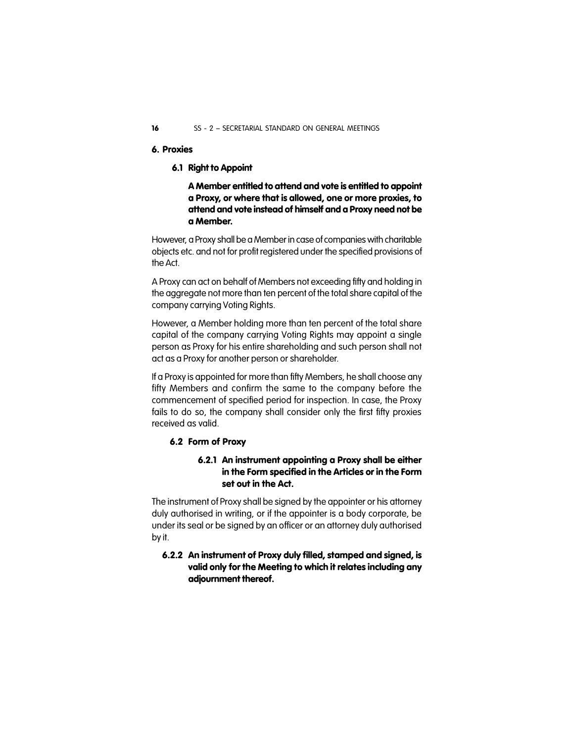## 6. Proxies

### 6.1 Right to Appoint

**A Member entitled to attend and vote is entitled to appoint a Proxy, or where that is allowed, one or more proxies, to attend and vote instead of himself and a Proxy need not be a Member.**

However, a Proxy shall be a Member in case of companies with charitable objects etc. and not for profit registered under the specified provisions of the Act.

A Proxy can act on behalf of Members not exceeding fifty and holding in the aggregate not more than ten percent of the total share capital of the company carrying Voting Rights.

However, a Member holding more than ten percent of the total share capital of the company carrying Voting Rights may appoint a single person as Proxy for his entire shareholding and such person shall not act as a Proxy for another person or shareholder.

If a Proxy is appointed for more than fifty Members, he shall choose any fifty Members and confirm the same to the company before the commencement of specified period for inspection. In case, the Proxy fails to do so, the company shall consider only the first fifty proxies received as valid.

### 6.2 Form of Proxy

**6.2.1 An instrument appointing a Proxy shall be either in the Form specified in the Articles or in the Form set out in the Act.**

The instrument of Proxy shall be signed by the appointer or his attorney duly authorised in writing, or if the appointer is a body corporate, be under its seal or be signed by an officer or an attorney duly authorised by it.

**6.2.2 An instrument of Proxy duly filled, stamped and signed, is valid only for the Meeting to which it relates including any adjournment thereof.**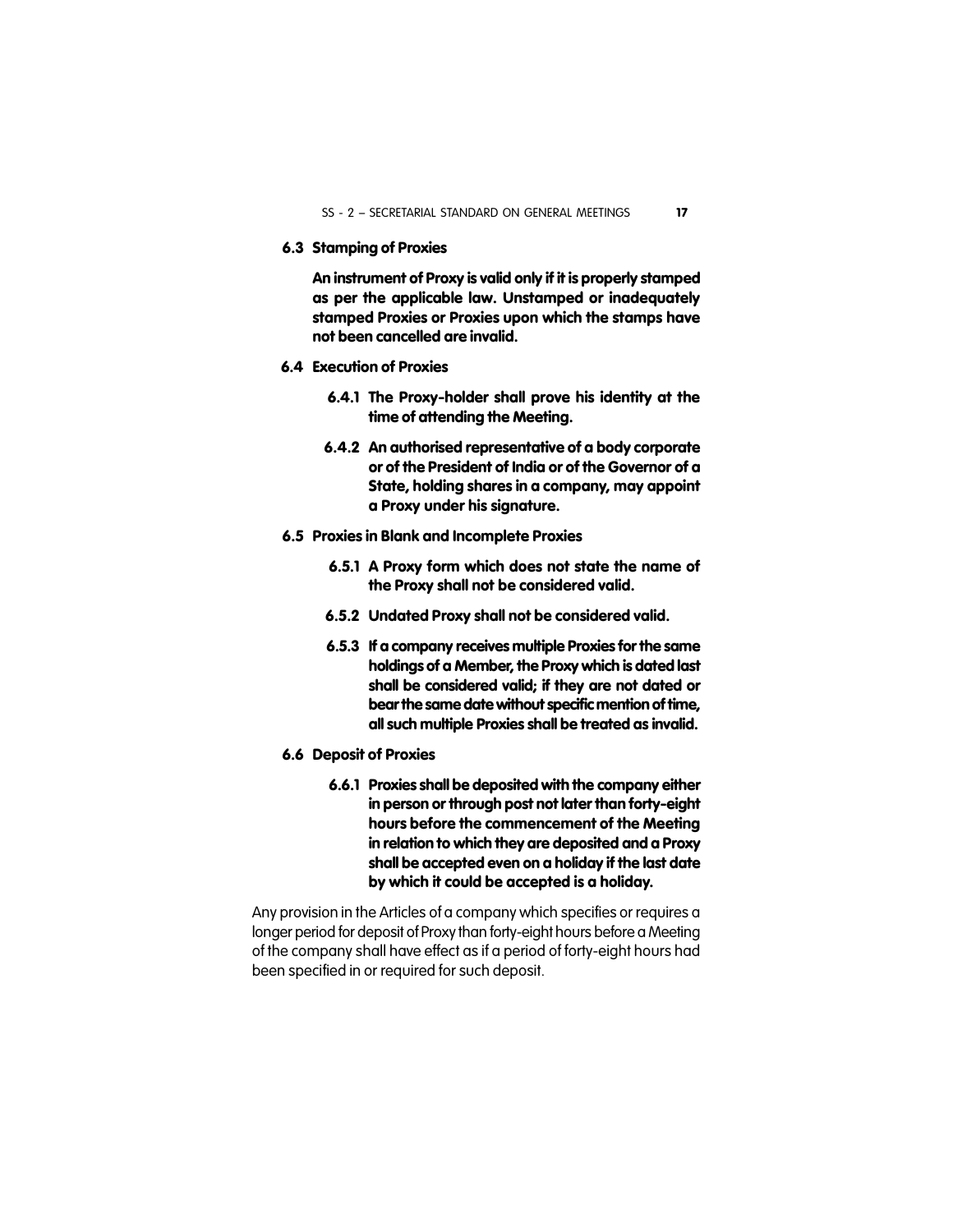### 6.3 Stamping of Proxies

**An instrument of Proxy is valid only if it is properly stamped as per the applicable law. Unstamped or inadequately stamped Proxies or Proxies upon which the stamps have not been cancelled are invalid.**

### 6.4 Execution of Proxies

**6.4.1 The Proxy-holder shall prove his identity at the time of attending the Meeting.**

**6.4.2 An authorised representative of a body corporate or of the President of India or of the Governor of a State, holding shares in a company, may appoint a Proxy under his signature.**

### 6.5 Proxies in Blank and Incomplete Proxies

**6.5.1 A Proxy form which does not state the name of the Proxy shall not be considered valid.**

**6.5.2 Undated Proxy shall not be considered valid.**

**6.5.3 If a company receives multiple Proxies for the same holdings of a Member, the Proxy which is dated last shall be considered valid; if they are not dated or bear the same date without specific mention of time, all such multiple Proxies shall be treated as invalid.**

### 6.6 Deposit of Proxies

**6.6.1 Proxies shall be deposited with the company either in person or through post not later than forty-eight hours before the commencement of the Meeting in relation to which they are deposited and a Proxy shall be accepted even on a holiday if the last date by which it could be accepted is a holiday.**

Any provision in the Articles of a company which specifies or requires a longer period for deposit of Proxy than forty-eight hours before a Meeting of the company shall have effect as if a period of forty-eight hours had been specified in or required for such deposit.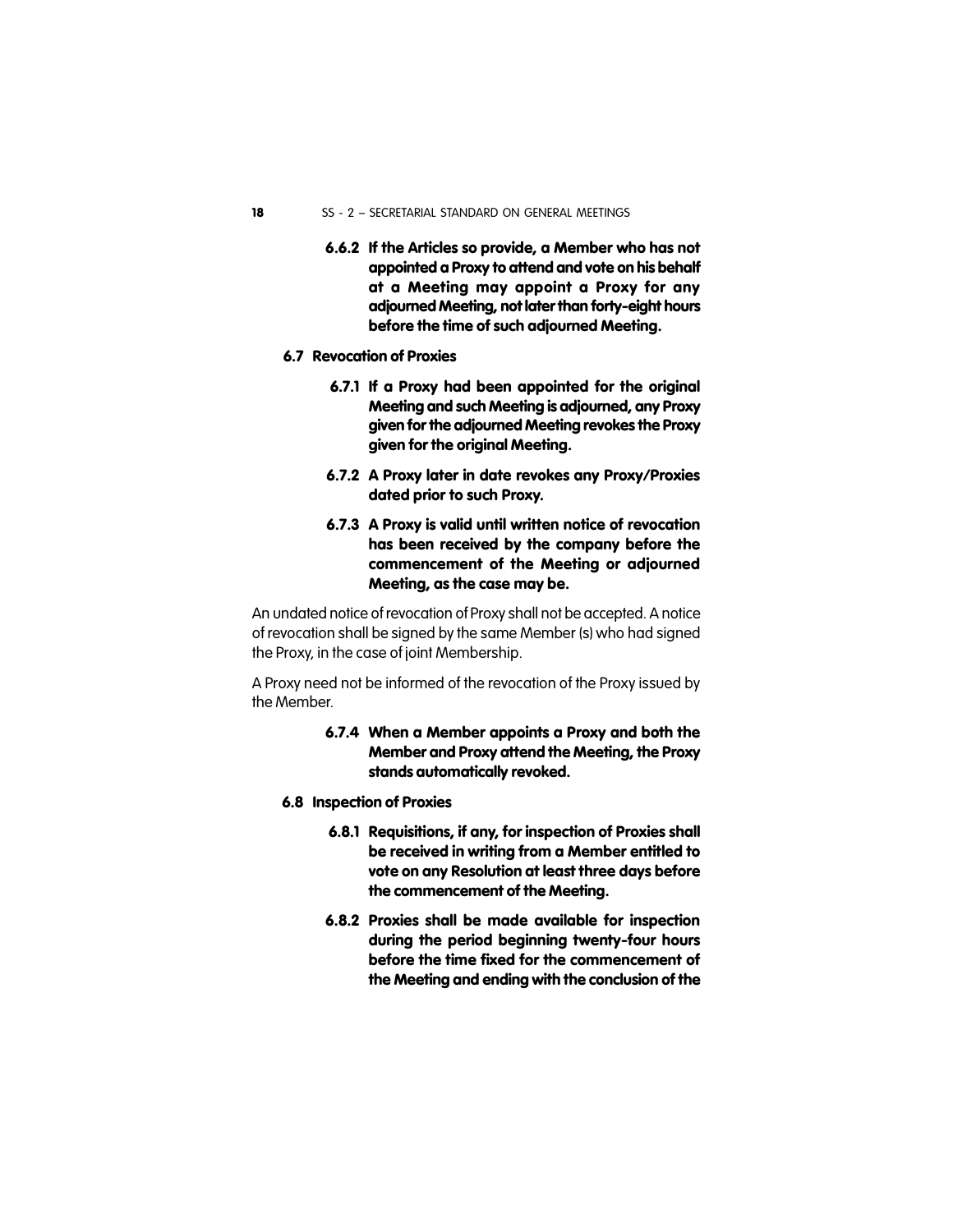**6.6.2 If the Articles so provide, a Member who has not appointed a Proxy to attend and vote on his behalf at a Meeting may appoint a Proxy for any adjourned Meeting, not later than forty-eight hours before the time of such adjourned Meeting.**

### 6.7 Revocation of Proxies

**6.7.1 If a Proxy had been appointed for the original Meeting and such Meeting is adjourned, any Proxy given for the adjourned Meeting revokes the Proxy given for the original Meeting.**

**6.7.2 A Proxy later in date revokes any Proxy/Proxies dated prior to such Proxy.**

**6.7.3 A Proxy is valid until written notice of revocation has been received by the company before the commencement of the Meeting or adjourned Meeting, as the case may be.**

An undated notice of revocation of Proxy shall not be accepted. A notice of revocation shall be signed by the same Member (s) who had signed the Proxy, in the case of joint Membership.

A Proxy need not be informed of the revocation of the Proxy issued by the Member.

**6.7.4 When a Member appoints a Proxy and both the Member and Proxy attend the Meeting, the Proxy stands automatically revoked.**

### 6.8 Inspection of Proxies

**6.8.1 Requisitions, if any, for inspection of Proxies shall be received in writing from a Member entitled to vote on any Resolution at least three days before the commencement of the Meeting.**

**6.8.2 Proxies shall be made available for inspection during the period beginning twenty-four hours before the time fixed for the commencement of the Meeting and ending with the conclusion of the**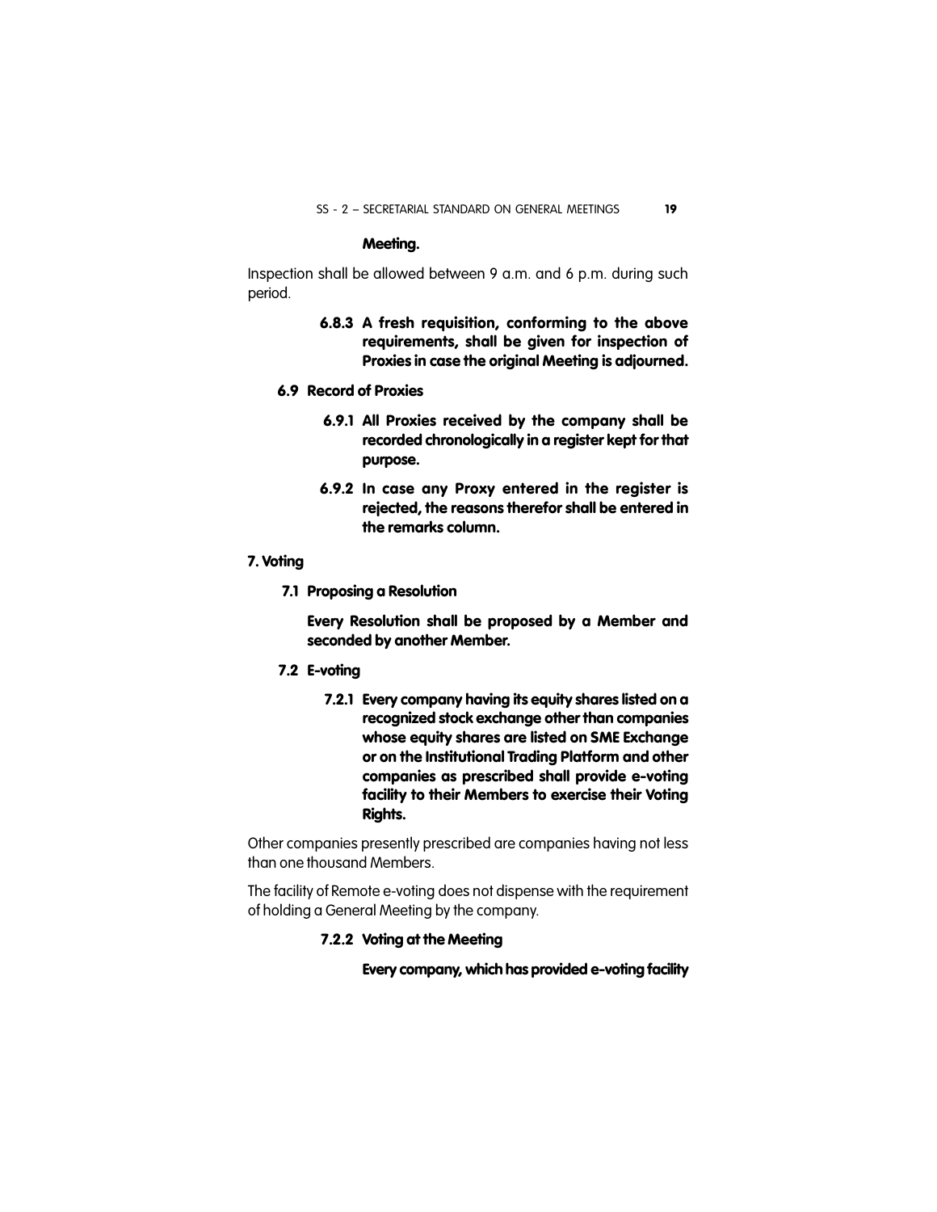**Meeting.**

Inspection shall be allowed between 9 a.m. and 6 p.m. during such period.

**6.8.3 A fresh requisition, conforming to the above requirements, shall be given for inspection of Proxies in case the original Meeting is adjourned.**

**6.9 Record of Proxies**

**6.9.1 All Proxies received by the company shall be recorded chronologically in a register kept for that purpose.**

**6.9.2 In case any Proxy entered in the register is rejected, the reasons therefor shall be entered in the remarks column.**

## 7. Voting

**7.1 Proposing a Resolution**

**Every Resolution shall be proposed by a Member and seconded by another Member.**

**7.2 E-voting**

**7.2.1 Every company having its equity shares listed on a recognized stock exchange other than companies whose equity shares are listed on SME Exchange or on the Institutional Trading Platform and other companies as prescribed shall provide e-voting facility to their Members to exercise their Voting Rights.**

Other companies presently prescribed are companies having not less than one thousand Members.

The facility of Remote e-voting does not dispense with the requirement of holding a General Meeting by the company.

**7.2.2 Voting at the Meeting**

**Every company, which has provided e-voting facility**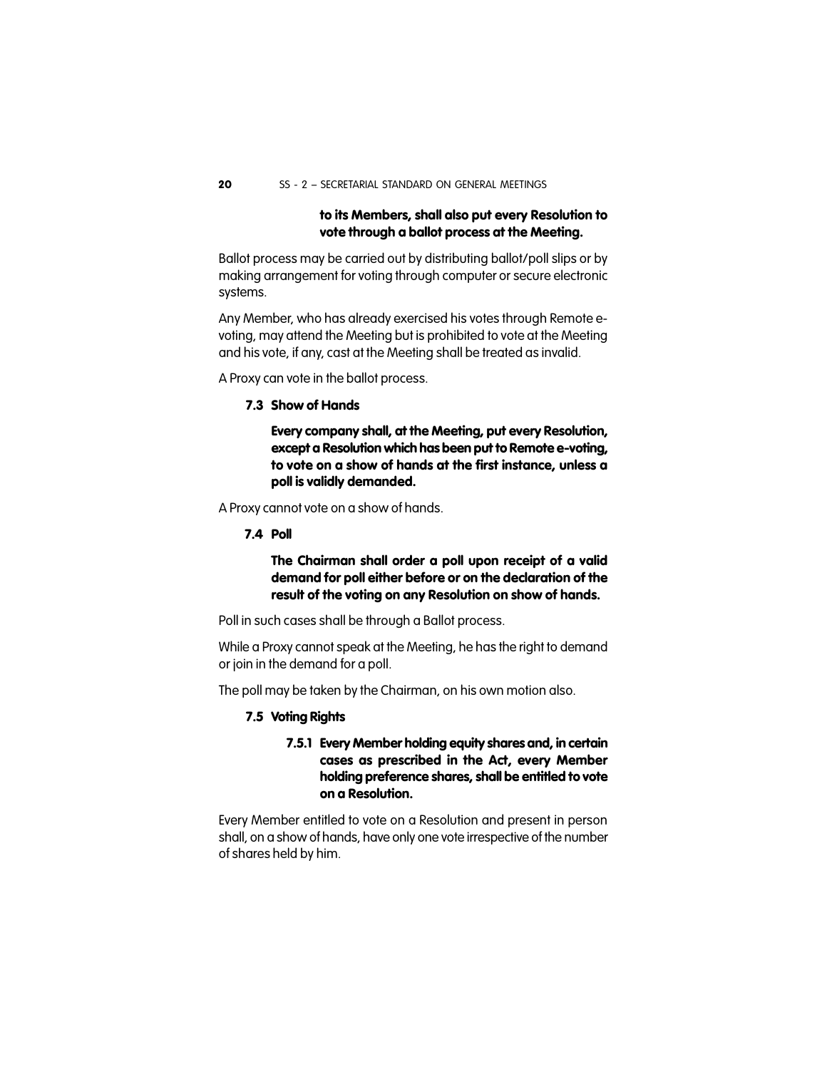**to its Members, shall also put every Resolution to vote through a ballot process at the Meeting.**

Ballot process may be carried out by distributing ballot/poll slips or by making arrangement for voting through computer or secure electronic systems.

Any Member, who has already exercised his votes through Remote e-voting, may attend the Meeting but is prohibited to vote at the Meeting and his vote, if any, cast at the Meeting shall be treated as invalid.

A Proxy can vote in the ballot process.

**7.3 Show of Hands**

**Every company shall, at the Meeting, put every Resolution, except a Resolution which has been put to Remote e-voting, to vote on a show of hands at the first instance, unless a poll is validly demanded.**

A Proxy cannot vote on a show of hands.

**7.4 Poll**

**The Chairman shall order a poll upon receipt of a valid demand for poll either before or on the declaration of the result of the voting on any Resolution on show of hands.**

Poll in such cases shall be through a Ballot process.

While a Proxy cannot speak at the Meeting, he has the right to demand or join in the demand for a poll.

The poll may be taken by the Chairman, on his own motion also.

**7.5 Voting Rights**

**7.5.1 Every Member holding equity shares and, in certain cases as prescribed in the Act, every Member holding preference shares, shall be entitled to vote on a Resolution.**

Every Member entitled to vote on a Resolution and present in person shall, on a show of hands, have only one vote irrespective of the number of shares held by him.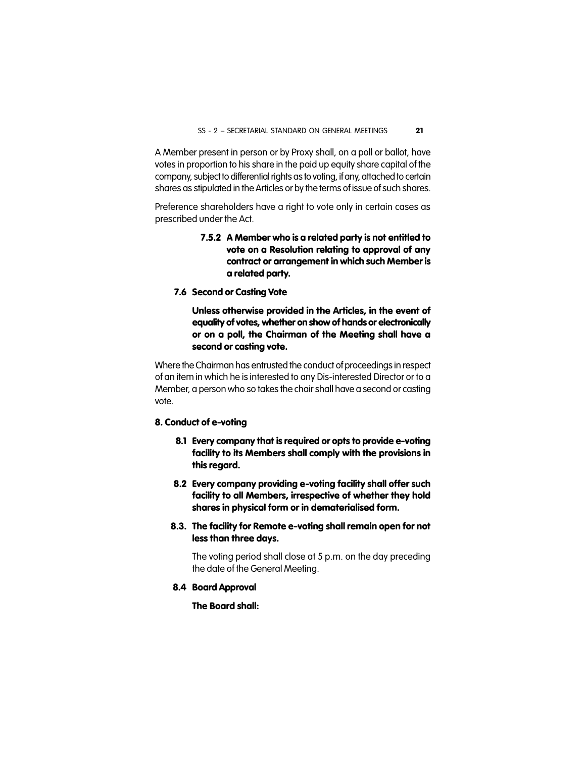A Member present in person or by Proxy shall, on a poll or ballot, have votes in proportion to his share in the paid up equity share capital of the company, subject to differential rights as to voting, if any, attached to certain shares as stipulated in the Articles or by the terms of issue of such shares.

Preference shareholders have a right to vote only in certain cases as prescribed under the Act.

**7.5.2 A Member who is a related party is not entitled to vote on a Resolution relating to approval of any contract or arrangement in which such Member is a related party.**

**7.6 Second or Casting Vote**

**Unless otherwise provided in the Articles, in the event of equality of votes, whether on show of hands or electronically or on a poll, the Chairman of the Meeting shall have a second or casting vote.**

Where the Chairman has entrusted the conduct of proceedings in respect of an item in which he is interested to any Dis-interested Director or to a Member, a person who so takes the chair shall have a second or casting vote.

## 8. Conduct of e-voting

**8.1 Every company that is required or opts to provide e-voting facility to its Members shall comply with the provisions in this regard.**

**8.2 Every company providing e-voting facility shall offer such facility to all Members, irrespective of whether they hold shares in physical form or in dematerialised form.**

**8.3. The facility for Remote e-voting shall remain open for not less than three days.**

The voting period shall close at 5 p.m. on the day preceding the date of the General Meeting.

**8.4 Board Approval**

**The Board shall:**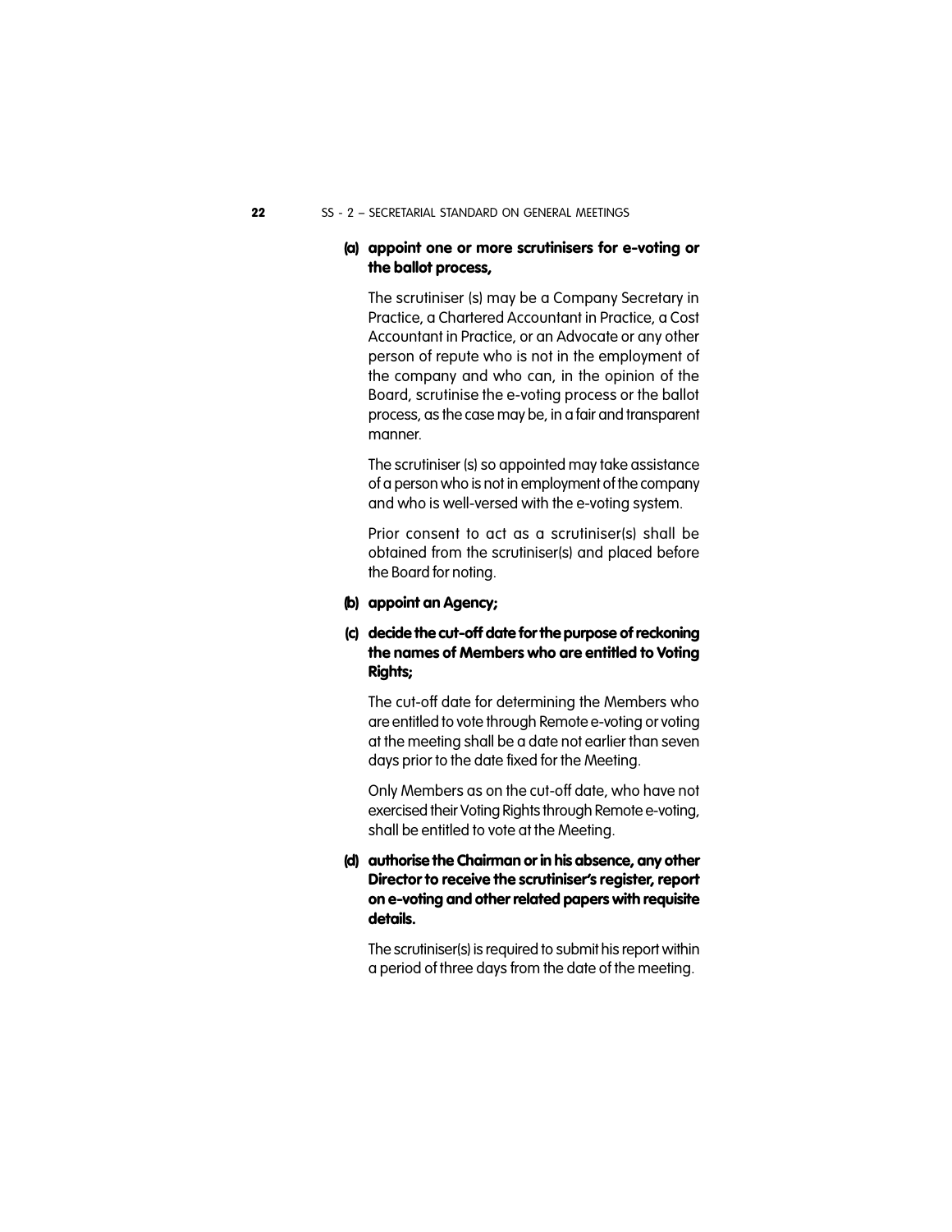**(a) appoint one or more scrutinisers for e-voting or the ballot process,**

The scrutiniser (s) may be a Company Secretary in Practice, a Chartered Accountant in Practice, a Cost Accountant in Practice, or an Advocate or any other person of repute who is not in the employment of the company and who can, in the opinion of the Board, scrutinise the e-voting process or the ballot process, as the case may be, in a fair and transparent manner.

The scrutiniser (s) so appointed may take assistance of a person who is not in employment of the company and who is well-versed with the e-voting system.

Prior consent to act as a scrutiniser(s) shall be obtained from the scrutiniser(s) and placed before the Board for noting.

**(b) appoint an Agency;**

**(c) decide the cut-off date for the purpose of reckoning the names of Members who are entitled to Voting Rights;**

The cut-off date for determining the Members who are entitled to vote through Remote e-voting or voting at the meeting shall be a date not earlier than seven days prior to the date fixed for the Meeting.

Only Members as on the cut-off date, who have not exercised their Voting Rights through Remote e-voting, shall be entitled to vote at the Meeting.

**(d) authorise the Chairman or in his absence, any other Director to receive the scrutiniser's register, report on e-voting and other related papers with requisite details.**

The scrutiniser(s) is required to submit his report within a period of three days from the date of the meeting.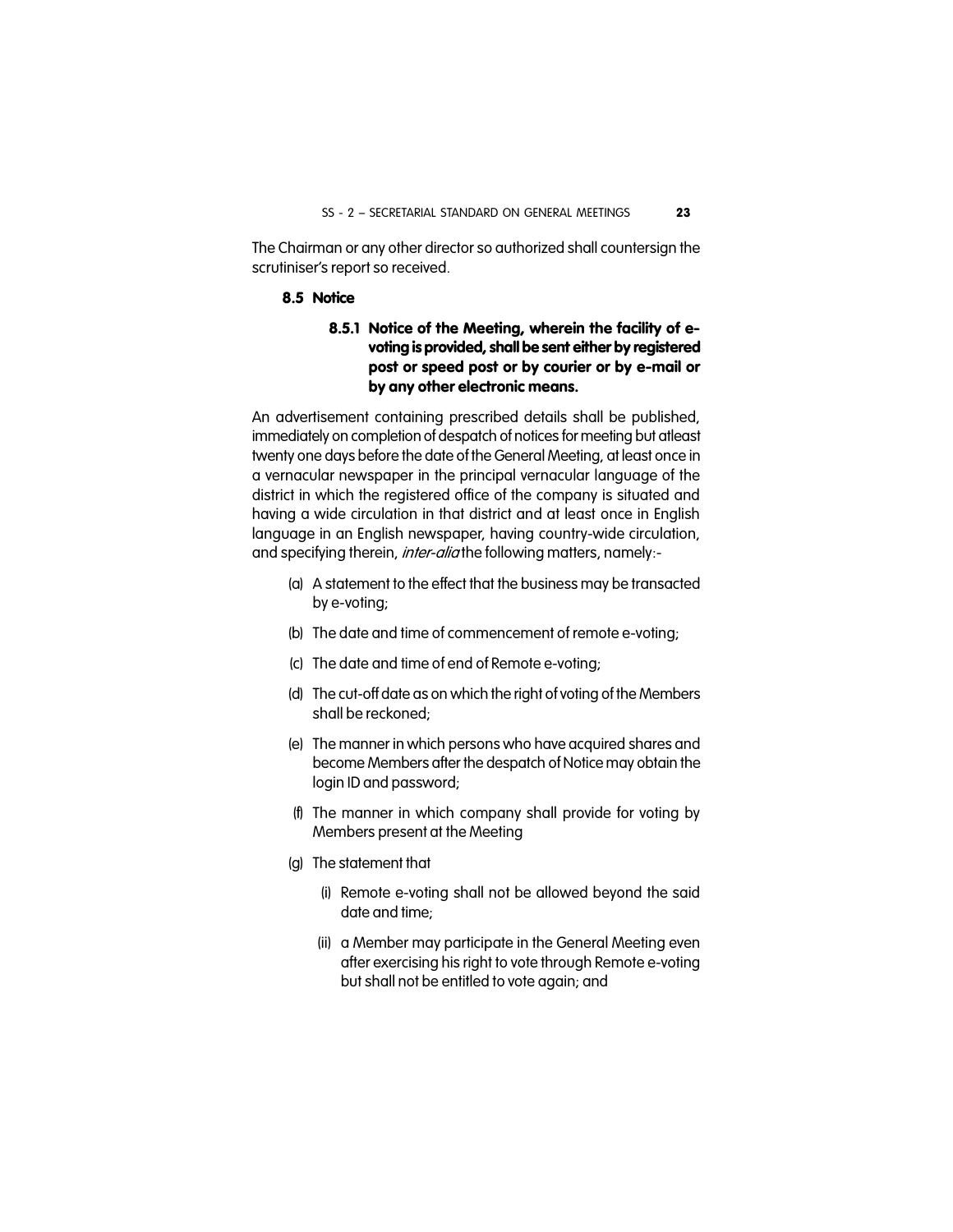The Chairman or any other director so authorized shall countersign the scrutiniser's report so received.

### 8.5 Notice

#### 8.5.1 Notice of the Meeting, wherein the facility of e-voting is provided, shall be sent either by registered post or speed post or by courier or by e-mail or by any other electronic means.

An advertisement containing prescribed details shall be published, immediately on completion of despatch of notices for meeting but atleast twenty one days before the date of the General Meeting, at least once in a vernacular newspaper in the principal vernacular language of the district in which the registered office of the company is situated and having a wide circulation in that district and at least once in English language in an English newspaper, having country-wide circulation, and specifying therein, *inter-alia* the following matters, namely:-

(a) A statement to the effect that the business may be transacted by e-voting;

(b) The date and time of commencement of remote e-voting;

(c) The date and time of end of Remote e-voting;

(d) The cut-off date as on which the right of voting of the Members shall be reckoned;

(e) The manner in which persons who have acquired shares and become Members after the despatch of Notice may obtain the login ID and password;

(f) The manner in which company shall provide for voting by Members present at the Meeting

(g) The statement that

(i) Remote e-voting shall not be allowed beyond the said date and time;

(ii) a Member may participate in the General Meeting even after exercising his right to vote through Remote e-voting but shall not be entitled to vote again; and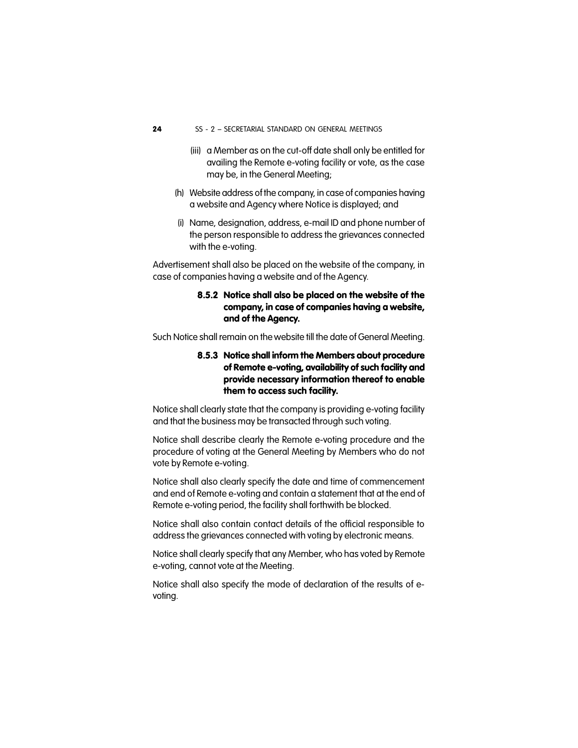(iii) a Member as on the cut-off date shall only be entitled for availing the Remote e-voting facility or vote, as the case may be, in the General Meeting;

(h) Website address of the company, in case of companies having a website and Agency where Notice is displayed; and

(i) Name, designation, address, e-mail ID and phone number of the person responsible to address the grievances connected with the e-voting.

Advertisement shall also be placed on the website of the company, in case of companies having a website and of the Agency.

**8.5.2 Notice shall also be placed on the website of the company, in case of companies having a website, and of the Agency.**

Such Notice shall remain on the website till the date of General Meeting.

**8.5.3 Notice shall inform the Members about procedure of Remote e-voting, availability of such facility and provide necessary information thereof to enable them to access such facility.**

Notice shall clearly state that the company is providing e-voting facility and that the business may be transacted through such voting.

Notice shall describe clearly the Remote e-voting procedure and the procedure of voting at the General Meeting by Members who do not vote by Remote e-voting.

Notice shall also clearly specify the date and time of commencement and end of Remote e-voting and contain a statement that at the end of Remote e-voting period, the facility shall forthwith be blocked.

Notice shall also contain contact details of the official responsible to address the grievances connected with voting by electronic means.

Notice shall clearly specify that any Member, who has voted by Remote e-voting, cannot vote at the Meeting.

Notice shall also specify the mode of declaration of the results of e-voting.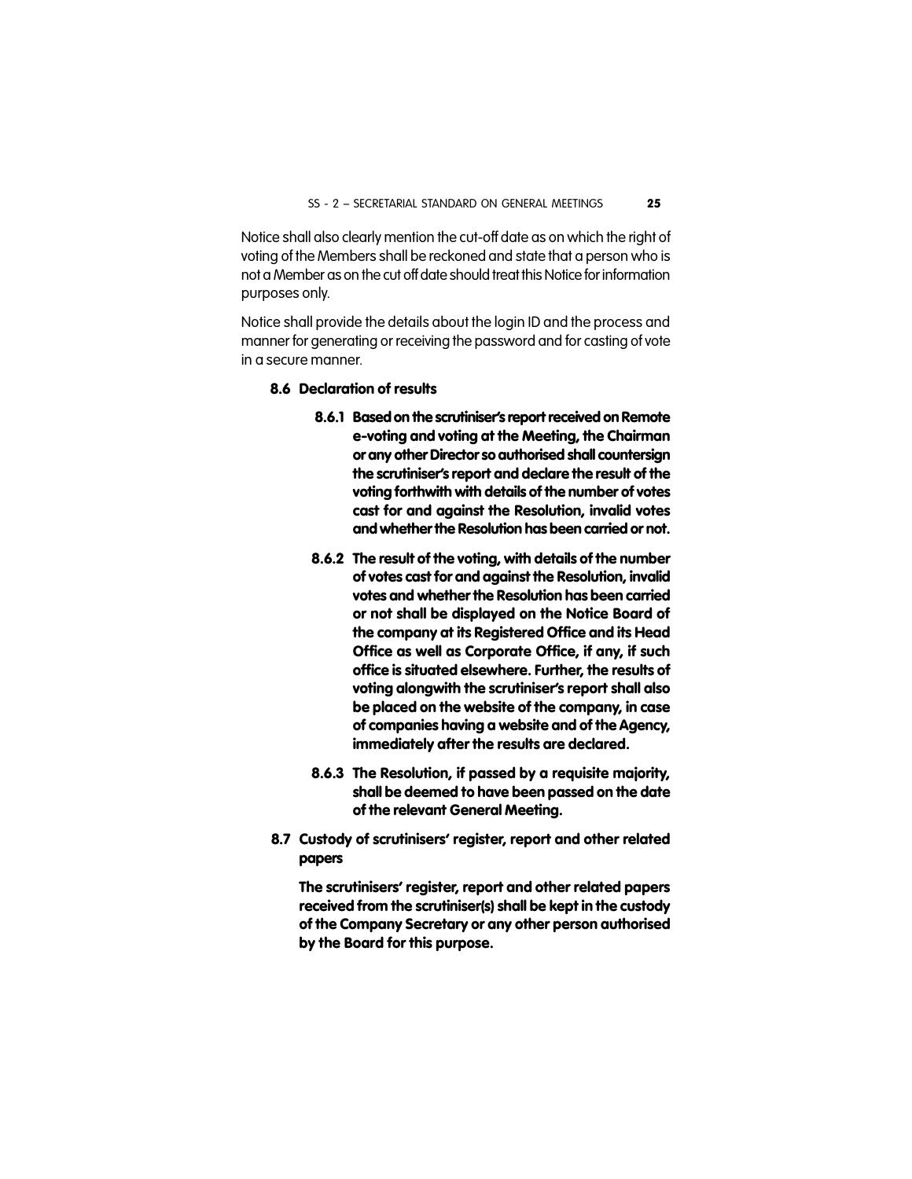Notice shall also clearly mention the cut-off date as on which the right of voting of the Members shall be reckoned and state that a person who is not a Member as on the cut off date should treat this Notice for information purposes only.

Notice shall provide the details about the login ID and the process and manner for generating or receiving the password and for casting of vote in a secure manner.

### 8.6 Declaration of results

**8.6.1 Based on the scrutiniser's report received on Remote e-voting and voting at the Meeting, the Chairman or any other Director so authorised shall countersign the scrutiniser's report and declare the result of the voting forthwith with details of the number of votes cast for and against the Resolution, invalid votes and whether the Resolution has been carried or not.**

**8.6.2 The result of the voting, with details of the number of votes cast for and against the Resolution, invalid votes and whether the Resolution has been carried or not shall be displayed on the Notice Board of the company at its Registered Office and its Head Office as well as Corporate Office, if any, if such office is situated elsewhere. Further, the results of voting alongwith the scrutiniser's report shall also be placed on the website of the company, in case of companies having a website and of the Agency, immediately after the results are declared.**

**8.6.3 The Resolution, if passed by a requisite majority, shall be deemed to have been passed on the date of the relevant General Meeting.**

### 8.7 Custody of scrutinisers' register, report and other related papers

**The scrutinisers' register, report and other related papers received from the scrutiniser(s) shall be kept in the custody of the Company Secretary or any other person authorised by the Board for this purpose.**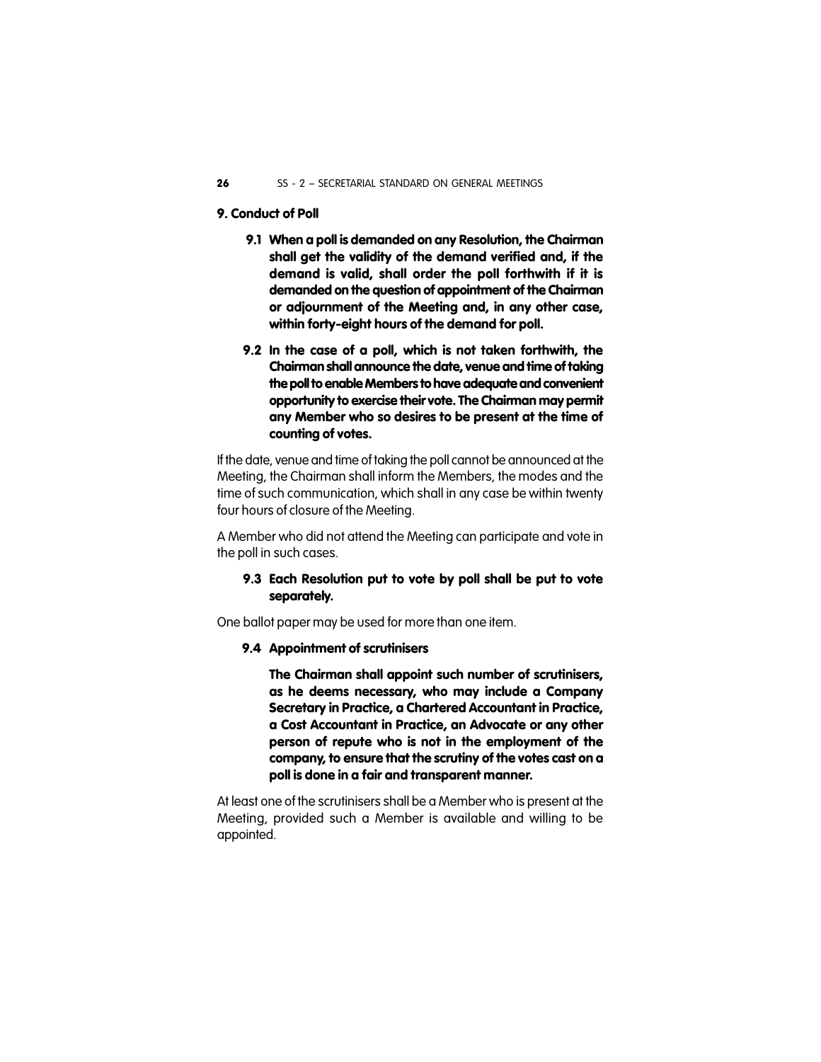## 9. Conduct of Poll

**9.1 When a poll is demanded on any Resolution, the Chairman shall get the validity of the demand verified and, if the demand is valid, shall order the poll forthwith if it is demanded on the question of appointment of the Chairman or adjournment of the Meeting and, in any other case, within forty-eight hours of the demand for poll.**

**9.2 In the case of a poll, which is not taken forthwith, the Chairman shall announce the date, venue and time of taking the poll to enable Members to have adequate and convenient opportunity to exercise their vote. The Chairman may permit any Member who so desires to be present at the time of counting of votes.**

If the date, venue and time of taking the poll cannot be announced at the Meeting, the Chairman shall inform the Members, the modes and the time of such communication, which shall in any case be within twenty four hours of closure of the Meeting.

A Member who did not attend the Meeting can participate and vote in the poll in such cases.

**9.3 Each Resolution put to vote by poll shall be put to vote separately.**

One ballot paper may be used for more than one item.

**9.4 Appointment of scrutinisers**

**The Chairman shall appoint such number of scrutinisers, as he deems necessary, who may include a Company Secretary in Practice, a Chartered Accountant in Practice, a Cost Accountant in Practice, an Advocate or any other person of repute who is not in the employment of the company, to ensure that the scrutiny of the votes cast on a poll is done in a fair and transparent manner.**

At least one of the scrutinisers shall be a Member who is present at the Meeting, provided such a Member is available and willing to be appointed.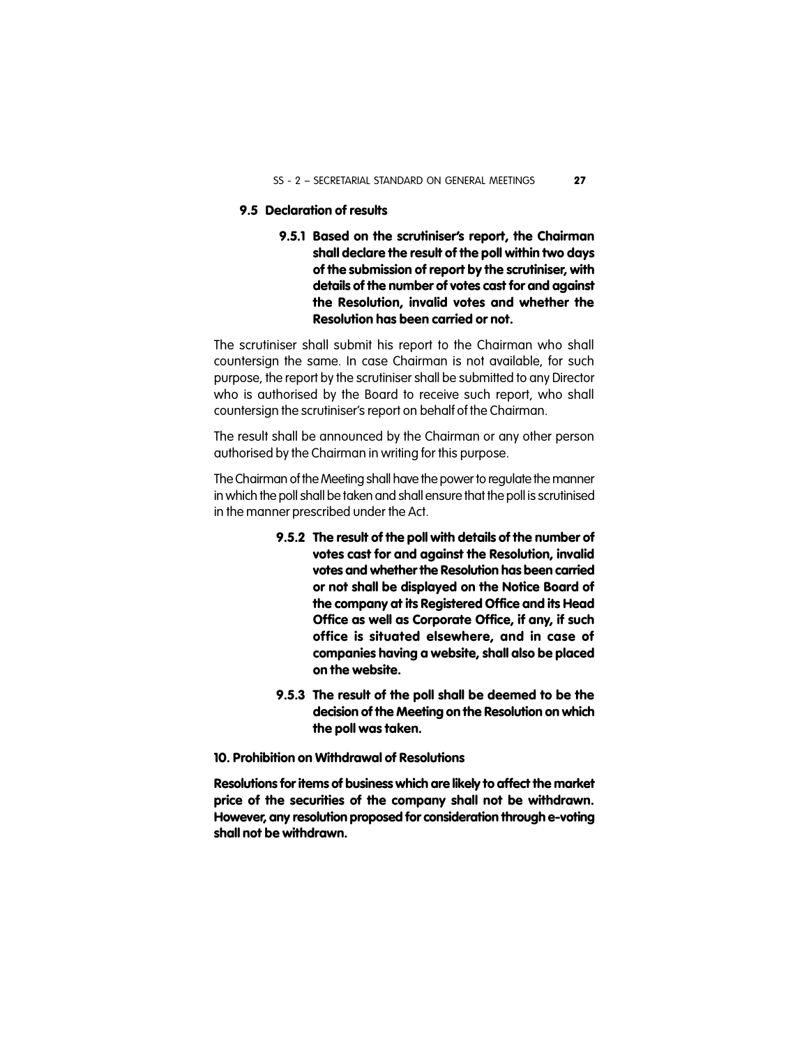### 9.5 Declaration of results

**9.5.1 Based on the scrutiniser's report, the Chairman shall declare the result of the poll within two days of the submission of report by the scrutiniser, with details of the number of votes cast for and against the Resolution, invalid votes and whether the Resolution has been carried or not.**

The scrutiniser shall submit his report to the Chairman who shall countersign the same. In case Chairman is not available, for such purpose, the report by the scrutiniser shall be submitted to any Director who is authorised by the Board to receive such report, who shall countersign the scrutiniser's report on behalf of the Chairman.

The result shall be announced by the Chairman or any other person authorised by the Chairman in writing for this purpose.

The Chairman of the Meeting shall have the power to regulate the manner in which the poll shall be taken and shall ensure that the poll is scrutinised in the manner prescribed under the Act.

**9.5.2 The result of the poll with details of the number of votes cast for and against the Resolution, invalid votes and whether the Resolution has been carried or not shall be displayed on the Notice Board of the company at its Registered Office and its Head Office as well as Corporate Office, if any, if such office is situated elsewhere, and in case of companies having a website, shall also be placed on the website.**

**9.5.3 The result of the poll shall be deemed to be the decision of the Meeting on the Resolution on which the poll was taken.**

## 10. Prohibition on Withdrawal of Resolutions

**Resolutions for items of business which are likely to affect the market price of the securities of the company shall not be withdrawn. However, any resolution proposed for consideration through e-voting shall not be withdrawn.**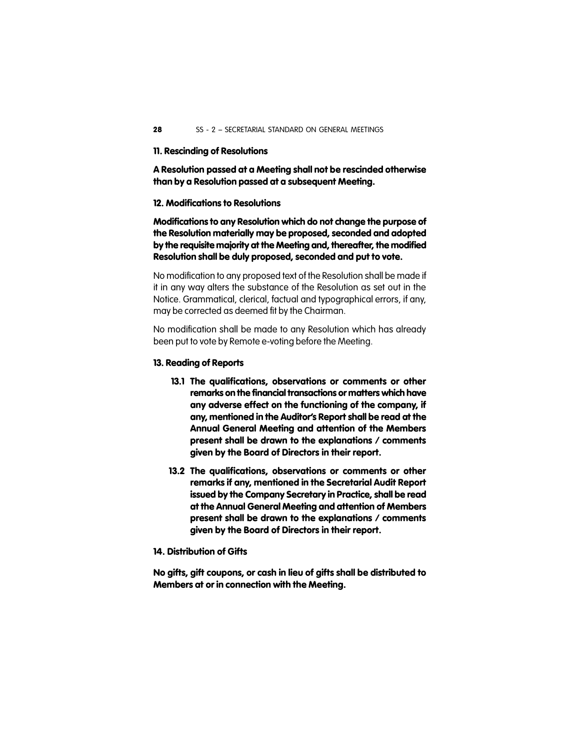## 11. Rescinding of Resolutions

**A Resolution passed at a Meeting shall not be rescinded otherwise than by a Resolution passed at a subsequent Meeting.**

## 12. Modifications to Resolutions

**Modifications to any Resolution which do not change the purpose of the Resolution materially may be proposed, seconded and adopted by the requisite majority at the Meeting and, thereafter, the modified Resolution shall be duly proposed, seconded and put to vote.**

No modification to any proposed text of the Resolution shall be made if it in any way alters the substance of the Resolution as set out in the Notice. Grammatical, clerical, factual and typographical errors, if any, may be corrected as deemed fit by the Chairman.

No modification shall be made to any Resolution which has already been put to vote by Remote e-voting before the Meeting.

## 13. Reading of Reports

**13.1 The qualifications, observations or comments or other remarks on the financial transactions or matters which have any adverse effect on the functioning of the company, if any, mentioned in the Auditor's Report shall be read at the Annual General Meeting and attention of the Members present shall be drawn to the explanations / comments given by the Board of Directors in their report.**

**13.2 The qualifications, observations or comments or other remarks if any, mentioned in the Secretarial Audit Report issued by the Company Secretary in Practice, shall be read at the Annual General Meeting and attention of Members present shall be drawn to the explanations / comments given by the Board of Directors in their report.**

## 14. Distribution of Gifts

**No gifts, gift coupons, or cash in lieu of gifts shall be distributed to Members at or in connection with the Meeting.**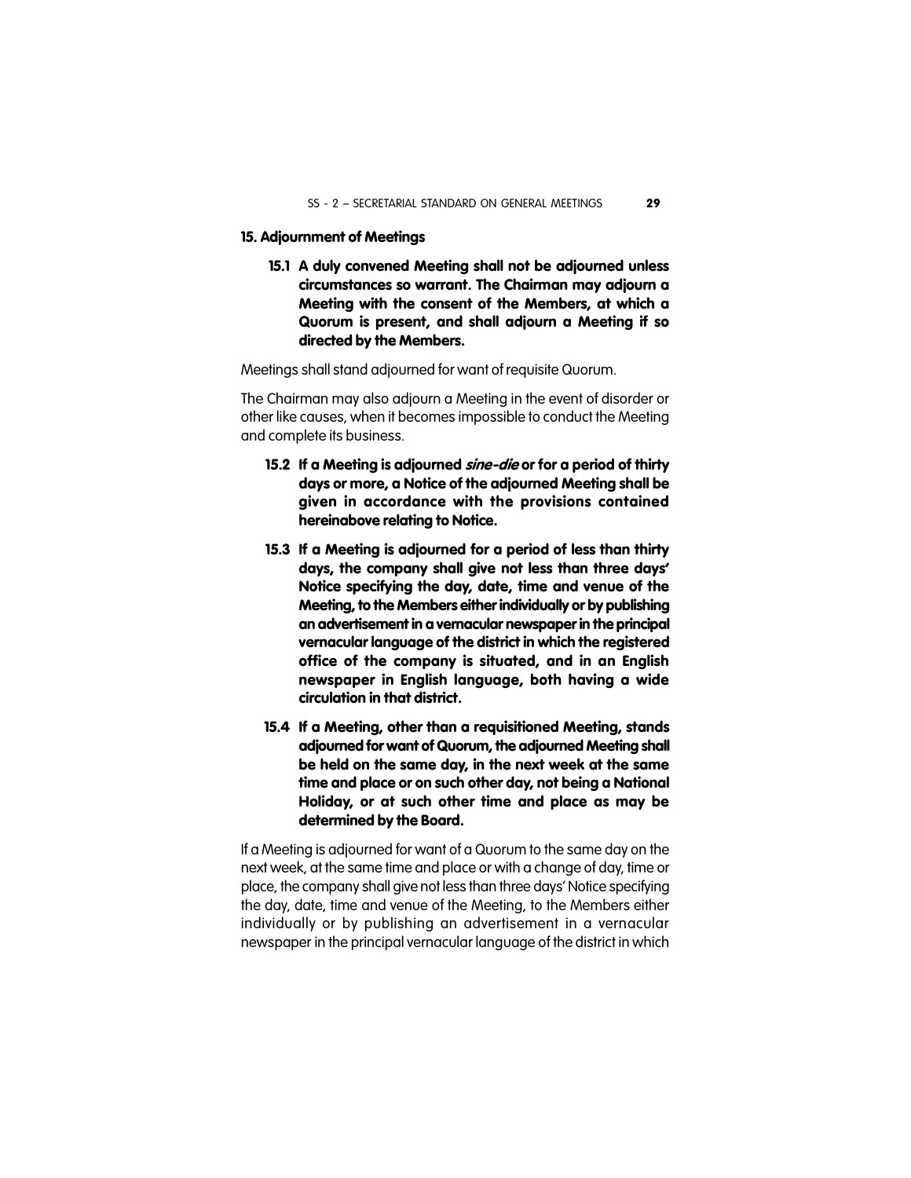## 15. Adjournment of Meetings

**15.1 A duly convened Meeting shall not be adjourned unless circumstances so warrant. The Chairman may adjourn a Meeting with the consent of the Members, at which a Quorum is present, and shall adjourn a Meeting if so directed by the Members.**

Meetings shall stand adjourned for want of requisite Quorum.

The Chairman may also adjourn a Meeting in the event of disorder or other like causes, when it becomes impossible to conduct the Meeting and complete its business.

**15.2 If a Meeting is adjourned *sine-die* or for a period of thirty days or more, a Notice of the adjourned Meeting shall be given in accordance with the provisions contained hereinabove relating to Notice.**

**15.3 If a Meeting is adjourned for a period of less than thirty days, the company shall give not less than three days' Notice specifying the day, date, time and venue of the Meeting, to the Members either individually or by publishing an advertisement in a vernacular newspaper in the principal vernacular language of the district in which the registered office of the company is situated, and in an English newspaper in English language, both having a wide circulation in that district.**

**15.4 If a Meeting, other than a requisitioned Meeting, stands adjourned for want of Quorum, the adjourned Meeting shall be held on the same day, in the next week at the same time and place or on such other day, not being a National Holiday, or at such other time and place as may be determined by the Board.**

If a Meeting is adjourned for want of a Quorum to the same day on the next week, at the same time and place or with a change of day, time or place, the company shall give not less than three days' Notice specifying the day, date, time and venue of the Meeting, to the Members either individually or by publishing an advertisement in a vernacular newspaper in the principal vernacular language of the district in which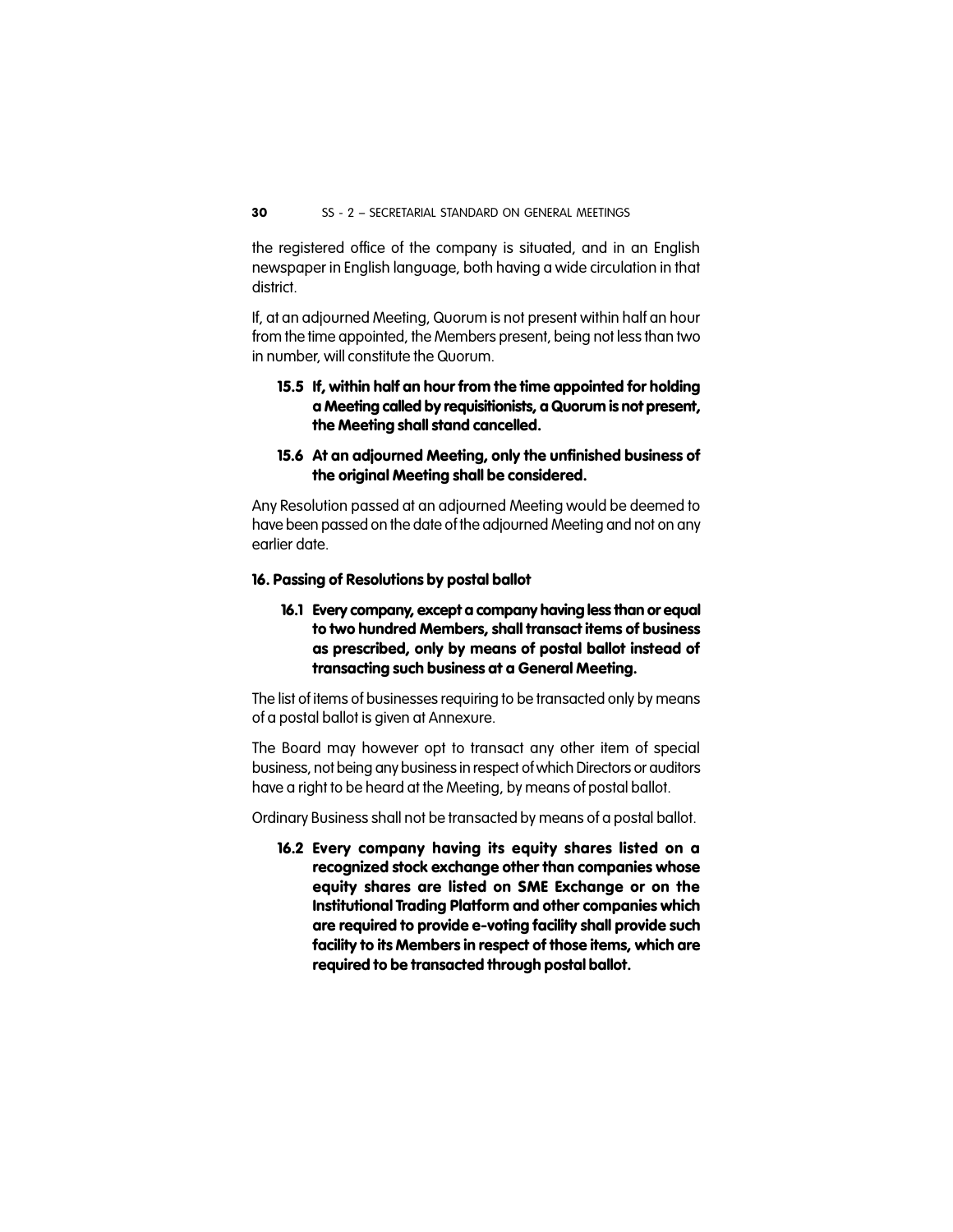the registered office of the company is situated, and in an English newspaper in English language, both having a wide circulation in that district.

If, at an adjourned Meeting, Quorum is not present within half an hour from the time appointed, the Members present, being not less than two in number, will constitute the Quorum.

**15.5 If, within half an hour from the time appointed for holding a Meeting called by requisitionists, a Quorum is not present, the Meeting shall stand cancelled.**

**15.6 At an adjourned Meeting, only the unfinished business of the original Meeting shall be considered.**

Any Resolution passed at an adjourned Meeting would be deemed to have been passed on the date of the adjourned Meeting and not on any earlier date.

**16. Passing of Resolutions by postal ballot**

**16.1 Every company, except a company having less than or equal to two hundred Members, shall transact items of business as prescribed, only by means of postal ballot instead of transacting such business at a General Meeting.**

The list of items of businesses requiring to be transacted only by means of a postal ballot is given at Annexure.

The Board may however opt to transact any other item of special business, not being any business in respect of which Directors or auditors have a right to be heard at the Meeting, by means of postal ballot.

Ordinary Business shall not be transacted by means of a postal ballot.

**16.2 Every company having its equity shares listed on a recognized stock exchange other than companies whose equity shares are listed on SME Exchange or on the Institutional Trading Platform and other companies which are required to provide e-voting facility shall provide such facility to its Members in respect of those items, which are required to be transacted through postal ballot.**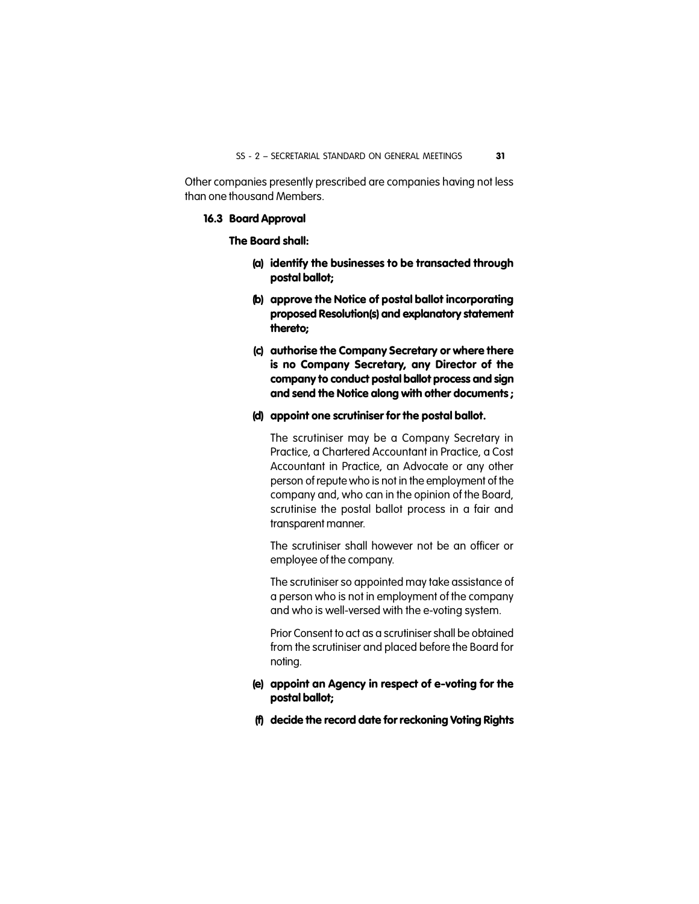Other companies presently prescribed are companies having not less than one thousand Members.

### 16.3 Board Approval

**The Board shall:**

**(a) identify the businesses to be transacted through postal ballot;**

**(b) approve the Notice of postal ballot incorporating proposed Resolution(s) and explanatory statement thereto;**

**(c) authorise the Company Secretary or where there is no Company Secretary, any Director of the company to conduct postal ballot process and sign and send the Notice along with other documents ;**

**(d) appoint one scrutiniser for the postal ballot.**

The scrutiniser may be a Company Secretary in Practice, a Chartered Accountant in Practice, a Cost Accountant in Practice, an Advocate or any other person of repute who is not in the employment of the company and, who can in the opinion of the Board, scrutinise the postal ballot process in a fair and transparent manner.

The scrutiniser shall however not be an officer or employee of the company.

The scrutiniser so appointed may take assistance of a person who is not in employment of the company and who is well-versed with the e-voting system.

Prior Consent to act as a scrutiniser shall be obtained from the scrutiniser and placed before the Board for noting.

**(e) appoint an Agency in respect of e-voting for the postal ballot;**

**(f) decide the record date for reckoning Voting Rights**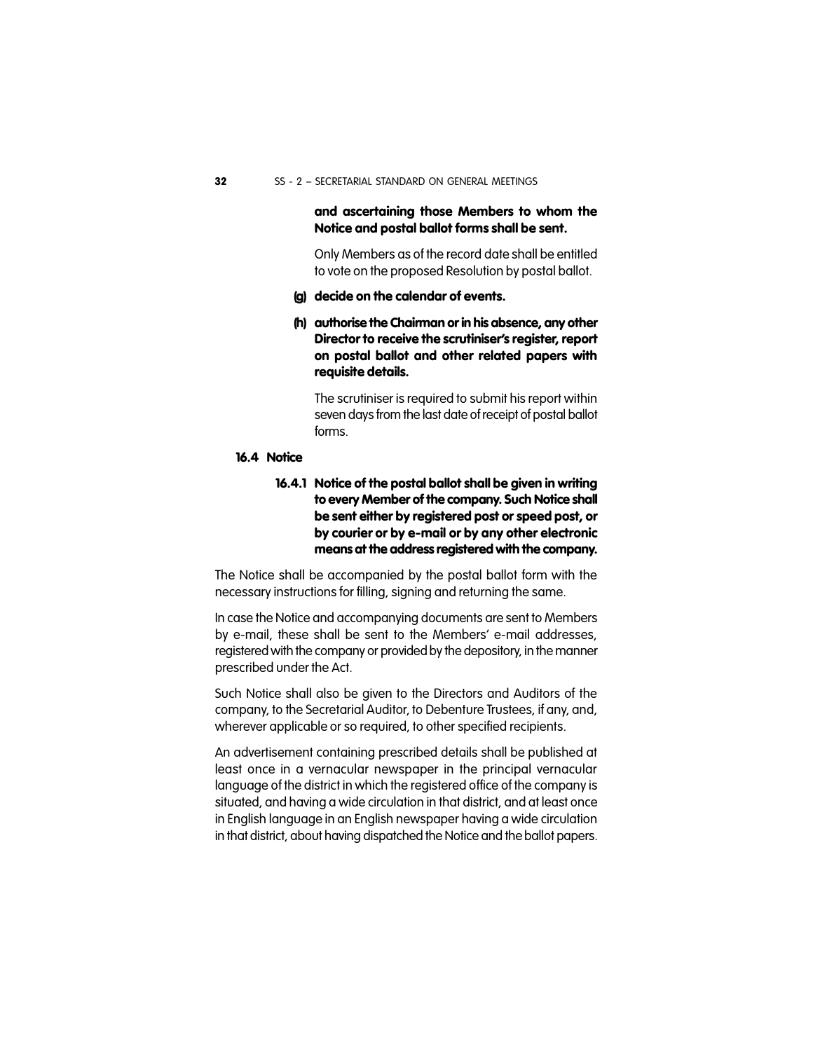**and ascertaining those Members to whom the Notice and postal ballot forms shall be sent.**

Only Members as of the record date shall be entitled to vote on the proposed Resolution by postal ballot.

**(g) decide on the calendar of events.**

**(h) authorise the Chairman or in his absence, any other Director to receive the scrutiniser's register, report on postal ballot and other related papers with requisite details.**

The scrutiniser is required to submit his report within seven days from the last date of receipt of postal ballot forms.

### 16.4 Notice

**16.4.1 Notice of the postal ballot shall be given in writing to every Member of the company. Such Notice shall be sent either by registered post or speed post, or by courier or by e-mail or by any other electronic means at the address registered with the company.**

The Notice shall be accompanied by the postal ballot form with the necessary instructions for filling, signing and returning the same.

In case the Notice and accompanying documents are sent to Members by e-mail, these shall be sent to the Members' e-mail addresses, registered with the company or provided by the depository, in the manner prescribed under the Act.

Such Notice shall also be given to the Directors and Auditors of the company, to the Secretarial Auditor, to Debenture Trustees, if any, and, wherever applicable or so required, to other specified recipients.

An advertisement containing prescribed details shall be published at least once in a vernacular newspaper in the principal vernacular language of the district in which the registered office of the company is situated, and having a wide circulation in that district, and at least once in English language in an English newspaper having a wide circulation in that district, about having dispatched the Notice and the ballot papers.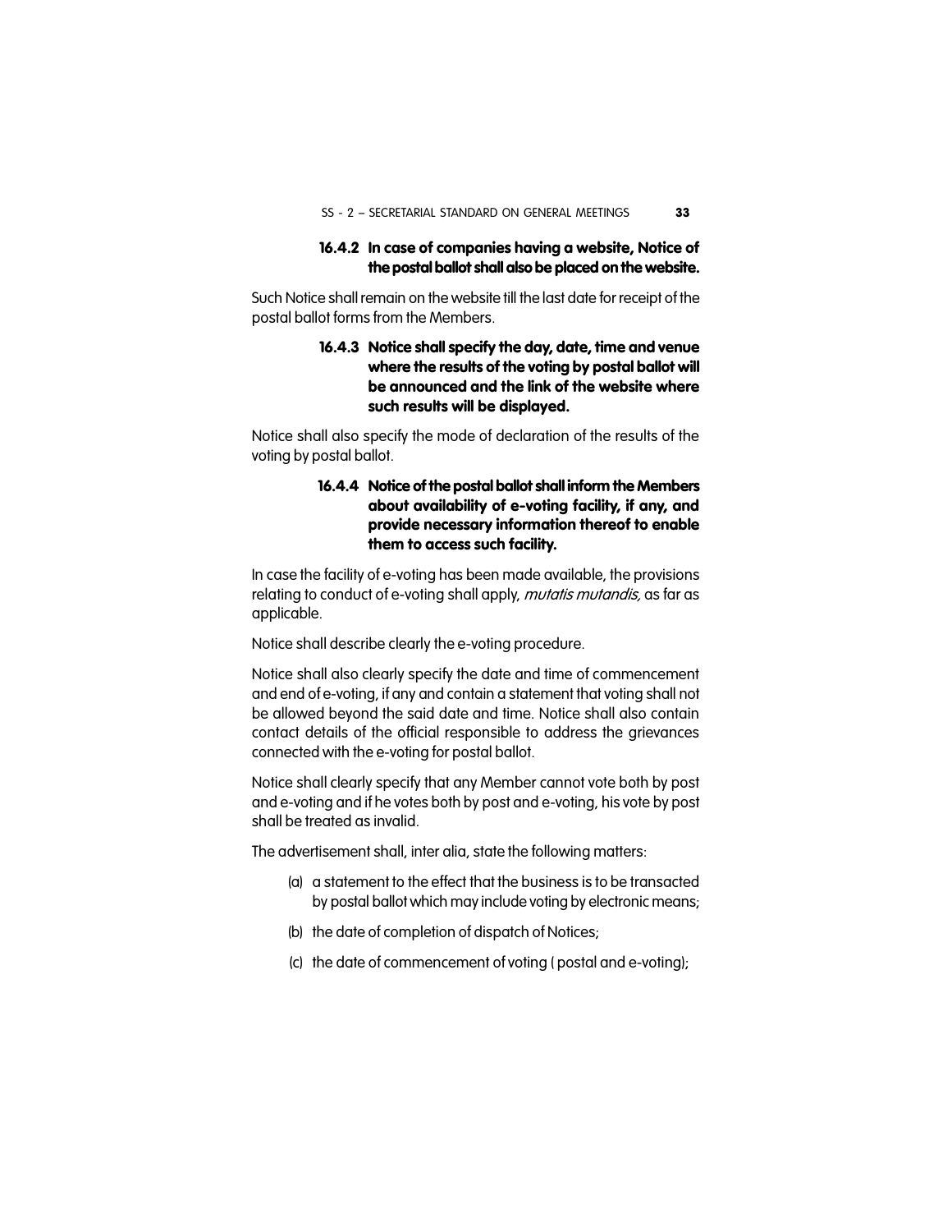**16.4.2 In case of companies having a website, Notice of the postal ballot shall also be placed on the website.**

Such Notice shall remain on the website till the last date for receipt of the postal ballot forms from the Members.

**16.4.3 Notice shall specify the day, date, time and venue where the results of the voting by postal ballot will be announced and the link of the website where such results will be displayed.**

Notice shall also specify the mode of declaration of the results of the voting by postal ballot.

**16.4.4 Notice of the postal ballot shall inform the Members about availability of e-voting facility, if any, and provide necessary information thereof to enable them to access such facility.**

In case the facility of e-voting has been made available, the provisions relating to conduct of e-voting shall apply, *mutatis mutandis,* as far as applicable.

Notice shall describe clearly the e-voting procedure.

Notice shall also clearly specify the date and time of commencement and end of e-voting, if any and contain a statement that voting shall not be allowed beyond the said date and time. Notice shall also contain contact details of the official responsible to address the grievances connected with the e-voting for postal ballot.

Notice shall clearly specify that any Member cannot vote both by post and e-voting and if he votes both by post and e-voting, his vote by post shall be treated as invalid.

The advertisement shall, inter alia, state the following matters:

(a) a statement to the effect that the business is to be transacted by postal ballot which may include voting by electronic means;

(b) the date of completion of dispatch of Notices;

(c) the date of commencement of voting ( postal and e-voting);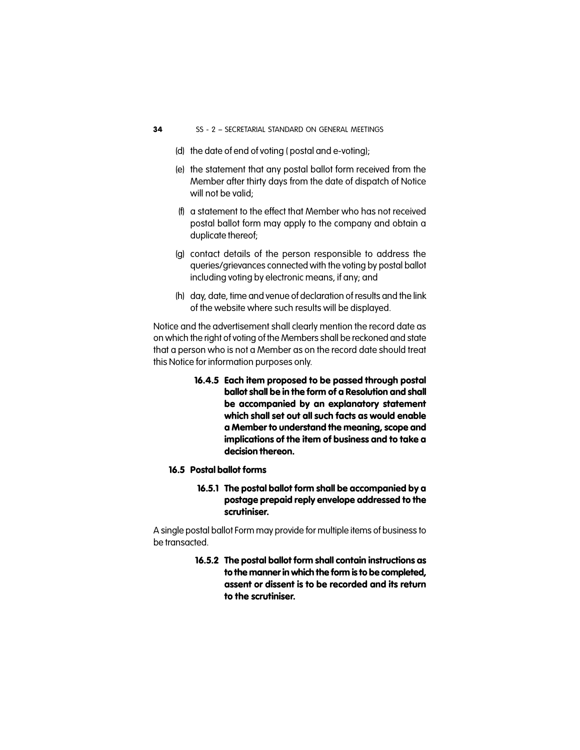(d) the date of end of voting ( postal and e-voting);

(e) the statement that any postal ballot form received from the Member after thirty days from the date of dispatch of Notice will not be valid;

(f) a statement to the effect that Member who has not received postal ballot form may apply to the company and obtain a duplicate thereof;

(g) contact details of the person responsible to address the queries/grievances connected with the voting by postal ballot including voting by electronic means, if any; and

(h) day, date, time and venue of declaration of results and the link of the website where such results will be displayed.

Notice and the advertisement shall clearly mention the record date as on which the right of voting of the Members shall be reckoned and state that a person who is not a Member as on the record date should treat this Notice for information purposes only.

**16.4.5 Each item proposed to be passed through postal ballot shall be in the form of a Resolution and shall be accompanied by an explanatory statement which shall set out all such facts as would enable a Member to understand the meaning, scope and implications of the item of business and to take a decision thereon.**

### 16.5 Postal ballot forms

**16.5.1 The postal ballot form shall be accompanied by a postage prepaid reply envelope addressed to the scrutiniser.**

A single postal ballot Form may provide for multiple items of business to be transacted.

**16.5.2 The postal ballot form shall contain instructions as to the manner in which the form is to be completed, assent or dissent is to be recorded and its return to the scrutiniser.**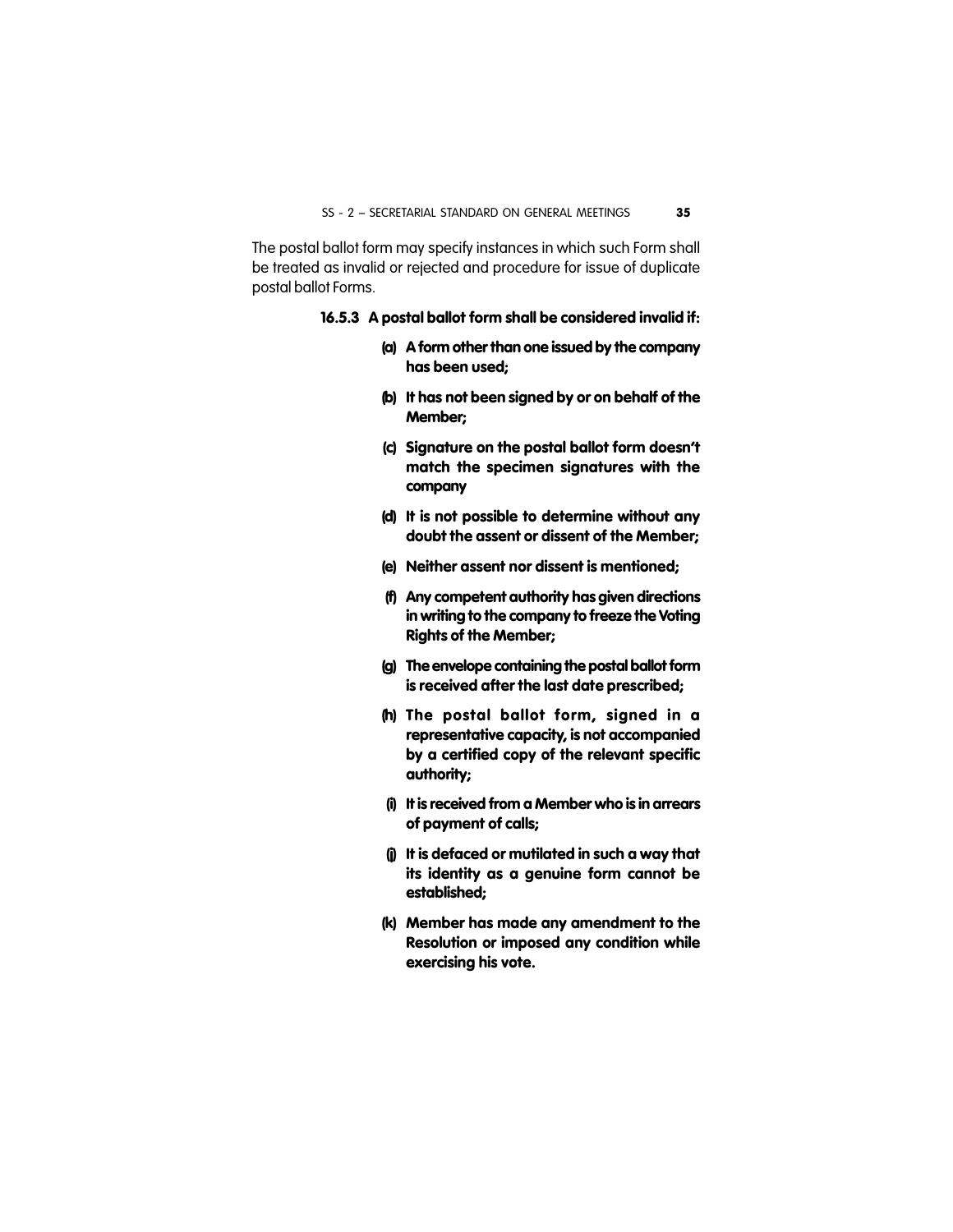The postal ballot form may specify instances in which such Form shall be treated as invalid or rejected and procedure for issue of duplicate postal ballot Forms.

**16.5.3 A postal ballot form shall be considered invalid if:**

**(a) A form other than one issued by the company has been used;**

**(b) It has not been signed by or on behalf of the Member;**

**(c) Signature on the postal ballot form doesn't match the specimen signatures with the company**

**(d) It is not possible to determine without any doubt the assent or dissent of the Member;**

**(e) Neither assent nor dissent is mentioned;**

**(f) Any competent authority has given directions in writing to the company to freeze the Voting Rights of the Member;**

**(g) The envelope containing the postal ballot form is received after the last date prescribed;**

**(h) The postal ballot form, signed in a representative capacity, is not accompanied by a certified copy of the relevant specific authority;**

**(i) It is received from a Member who is in arrears of payment of calls;**

**(j) It is defaced or mutilated in such a way that its identity as a genuine form cannot be established;**

**(k) Member has made any amendment to the Resolution or imposed any condition while exercising his vote.**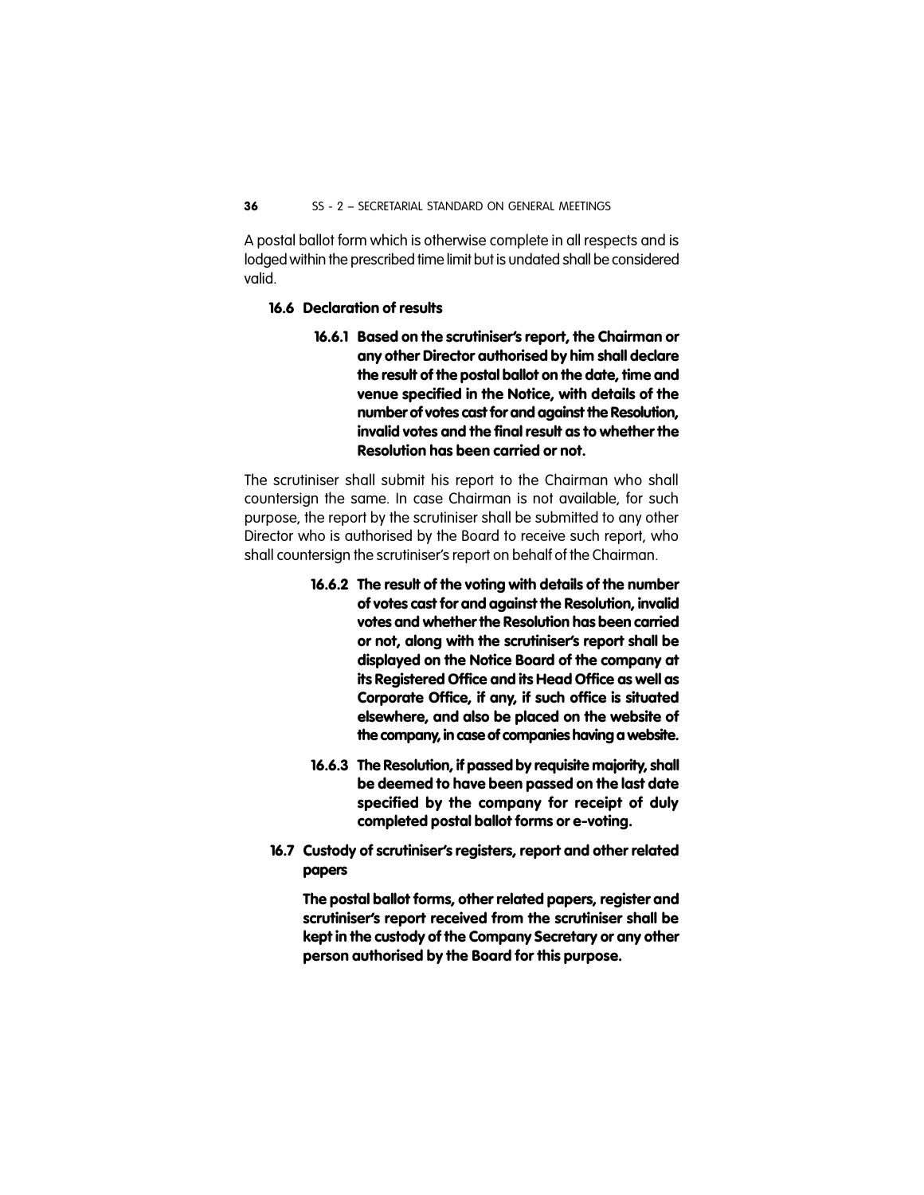A postal ballot form which is otherwise complete in all respects and is lodged within the prescribed time limit but is undated shall be considered valid.

### 16.6 Declaration of results

**16.6.1 Based on the scrutiniser's report, the Chairman or any other Director authorised by him shall declare the result of the postal ballot on the date, time and venue specified in the Notice, with details of the number of votes cast for and against the Resolution, invalid votes and the final result as to whether the Resolution has been carried or not.**

The scrutiniser shall submit his report to the Chairman who shall countersign the same. In case Chairman is not available, for such purpose, the report by the scrutiniser shall be submitted to any other Director who is authorised by the Board to receive such report, who shall countersign the scrutiniser's report on behalf of the Chairman.

**16.6.2 The result of the voting with details of the number of votes cast for and against the Resolution, invalid votes and whether the Resolution has been carried or not, along with the scrutiniser's report shall be displayed on the Notice Board of the company at its Registered Office and its Head Office as well as Corporate Office, if any, if such office is situated elsewhere, and also be placed on the website of the company, in case of companies having a website.**

**16.6.3 The Resolution, if passed by requisite majority, shall be deemed to have been passed on the last date specified by the company for receipt of duly completed postal ballot forms or e-voting.**

### 16.7 Custody of scrutiniser's registers, report and other related papers

**The postal ballot forms, other related papers, register and scrutiniser's report received from the scrutiniser shall be kept in the custody of the Company Secretary or any other person authorised by the Board for this purpose.**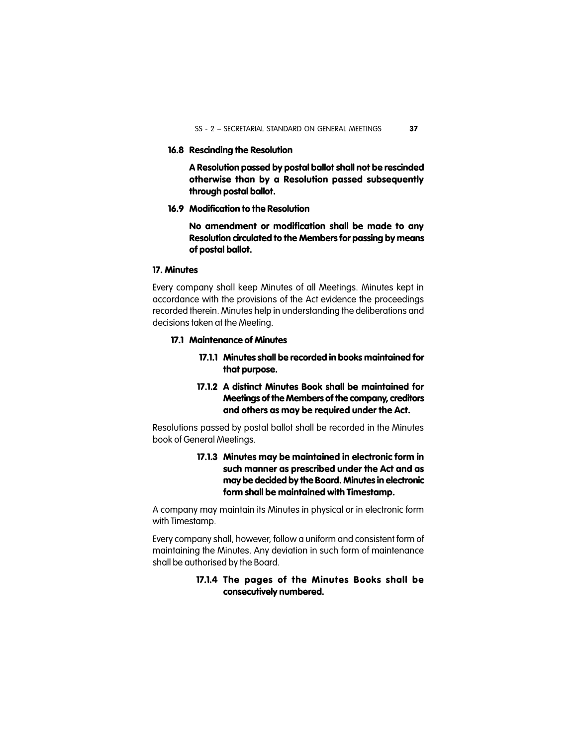### 16.8 Rescinding the Resolution

**A Resolution passed by postal ballot shall not be rescinded otherwise than by a Resolution passed subsequently through postal ballot.**

### 16.9 Modification to the Resolution

**No amendment or modification shall be made to any Resolution circulated to the Members for passing by means of postal ballot.**

## 17. Minutes

Every company shall keep Minutes of all Meetings. Minutes kept in accordance with the provisions of the Act evidence the proceedings recorded therein. Minutes help in understanding the deliberations and decisions taken at the Meeting.

### 17.1 Maintenance of Minutes

**17.1.1 Minutes shall be recorded in books maintained for that purpose.**

**17.1.2 A distinct Minutes Book shall be maintained for Meetings of the Members of the company, creditors and others as may be required under the Act.**

Resolutions passed by postal ballot shall be recorded in the Minutes book of General Meetings.

**17.1.3 Minutes may be maintained in electronic form in such manner as prescribed under the Act and as may be decided by the Board. Minutes in electronic form shall be maintained with Timestamp.**

A company may maintain its Minutes in physical or in electronic form with Timestamp.

Every company shall, however, follow a uniform and consistent form of maintaining the Minutes. Any deviation in such form of maintenance shall be authorised by the Board.

**17.1.4 The pages of the Minutes Books shall be consecutively numbered.**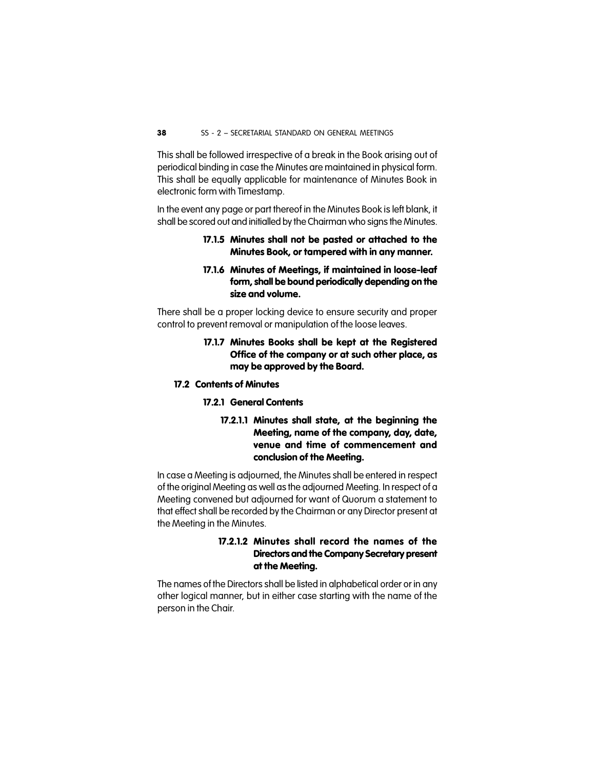This shall be followed irrespective of a break in the Book arising out of periodical binding in case the Minutes are maintained in physical form. This shall be equally applicable for maintenance of Minutes Book in electronic form with Timestamp.

In the event any page or part thereof in the Minutes Book is left blank, it shall be scored out and initialled by the Chairman who signs the Minutes.

**17.1.5 Minutes shall not be pasted or attached to the Minutes Book, or tampered with in any manner.**

**17.1.6 Minutes of Meetings, if maintained in loose-leaf form, shall be bound periodically depending on the size and volume.**

There shall be a proper locking device to ensure security and proper control to prevent removal or manipulation of the loose leaves.

**17.1.7 Minutes Books shall be kept at the Registered Office of the company or at such other place, as may be approved by the Board.**

### 17.2 Contents of Minutes

#### 17.2.1 General Contents

**17.2.1.1 Minutes shall state, at the beginning the Meeting, name of the company, day, date, venue and time of commencement and conclusion of the Meeting.**

In case a Meeting is adjourned, the Minutes shall be entered in respect of the original Meeting as well as the adjourned Meeting. In respect of a Meeting convened but adjourned for want of Quorum a statement to that effect shall be recorded by the Chairman or any Director present at the Meeting in the Minutes.

**17.2.1.2 Minutes shall record the names of the Directors and the Company Secretary present at the Meeting.**

The names of the Directors shall be listed in alphabetical order or in any other logical manner, but in either case starting with the name of the person in the Chair.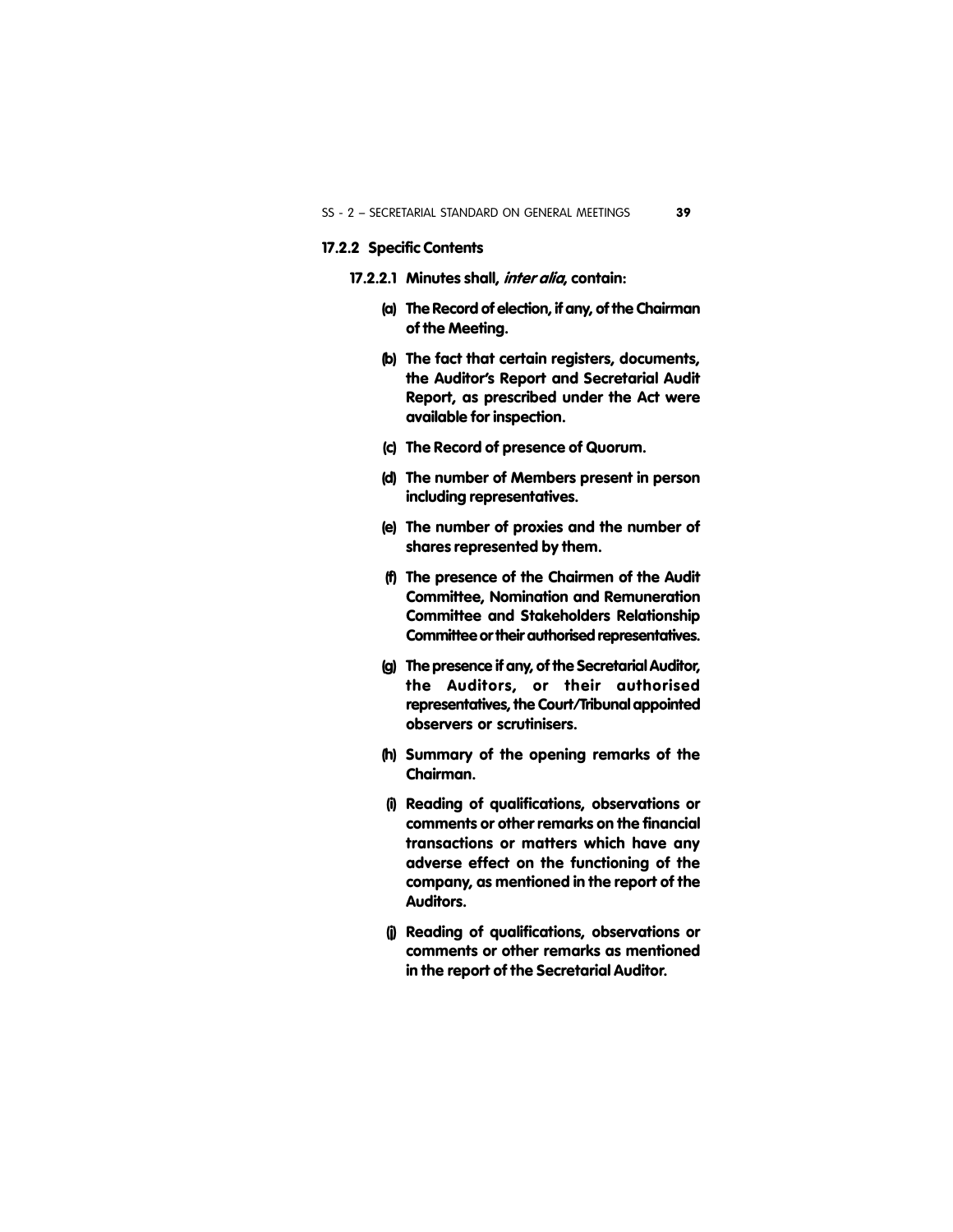### 17.2.2 Specific Contents

**17.2.2.1 Minutes shall, *inter alia*, contain:**

**(a) The Record of election, if any, of the Chairman of the Meeting.**

**(b) The fact that certain registers, documents, the Auditor's Report and Secretarial Audit Report, as prescribed under the Act were available for inspection.**

**(c) The Record of presence of Quorum.**

**(d) The number of Members present in person including representatives.**

**(e) The number of proxies and the number of shares represented by them.**

**(f) The presence of the Chairmen of the Audit Committee, Nomination and Remuneration Committee and Stakeholders Relationship Committee or their authorised representatives.**

**(g) The presence if any, of the Secretarial Auditor, the Auditors, or their authorised representatives, the Court/Tribunal appointed observers or scrutinisers.**

**(h) Summary of the opening remarks of the Chairman.**

**(i) Reading of qualifications, observations or comments or other remarks on the financial transactions or matters which have any adverse effect on the functioning of the company, as mentioned in the report of the Auditors.**

**(j) Reading of qualifications, observations or comments or other remarks as mentioned in the report of the Secretarial Auditor.**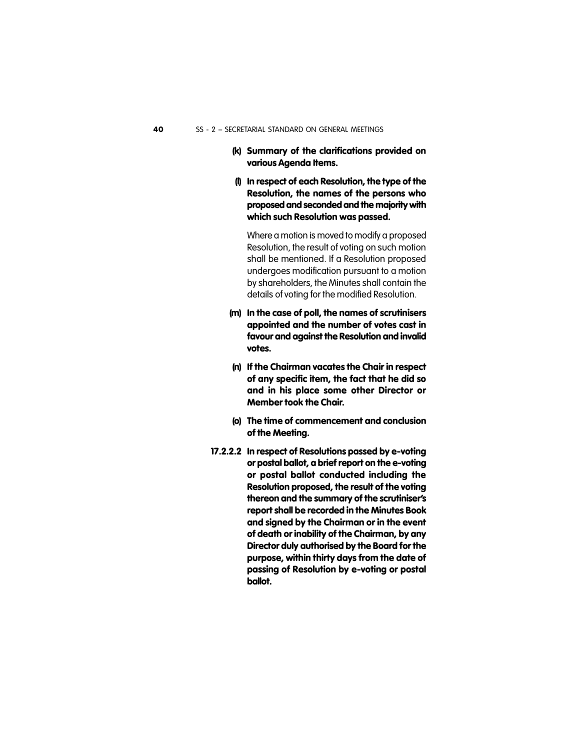**(k) Summary of the clarifications provided on various Agenda Items.**

**(l) In respect of each Resolution, the type of the Resolution, the names of the persons who proposed and seconded and the majority with which such Resolution was passed.**

Where a motion is moved to modify a proposed Resolution, the result of voting on such motion shall be mentioned. If a Resolution proposed undergoes modification pursuant to a motion by shareholders, the Minutes shall contain the details of voting for the modified Resolution.

**(m) In the case of poll, the names of scrutinisers appointed and the number of votes cast in favour and against the Resolution and invalid votes.**

**(n) If the Chairman vacates the Chair in respect of any specific item, the fact that he did so and in his place some other Director or Member took the Chair.**

**(o) The time of commencement and conclusion of the Meeting.**

**17.2.2.2 In respect of Resolutions passed by e-voting or postal ballot, a brief report on the e-voting or postal ballot conducted including the Resolution proposed, the result of the voting thereon and the summary of the scrutiniser's report shall be recorded in the Minutes Book and signed by the Chairman or in the event of death or inability of the Chairman, by any Director duly authorised by the Board for the purpose, within thirty days from the date of passing of Resolution by e-voting or postal ballot.**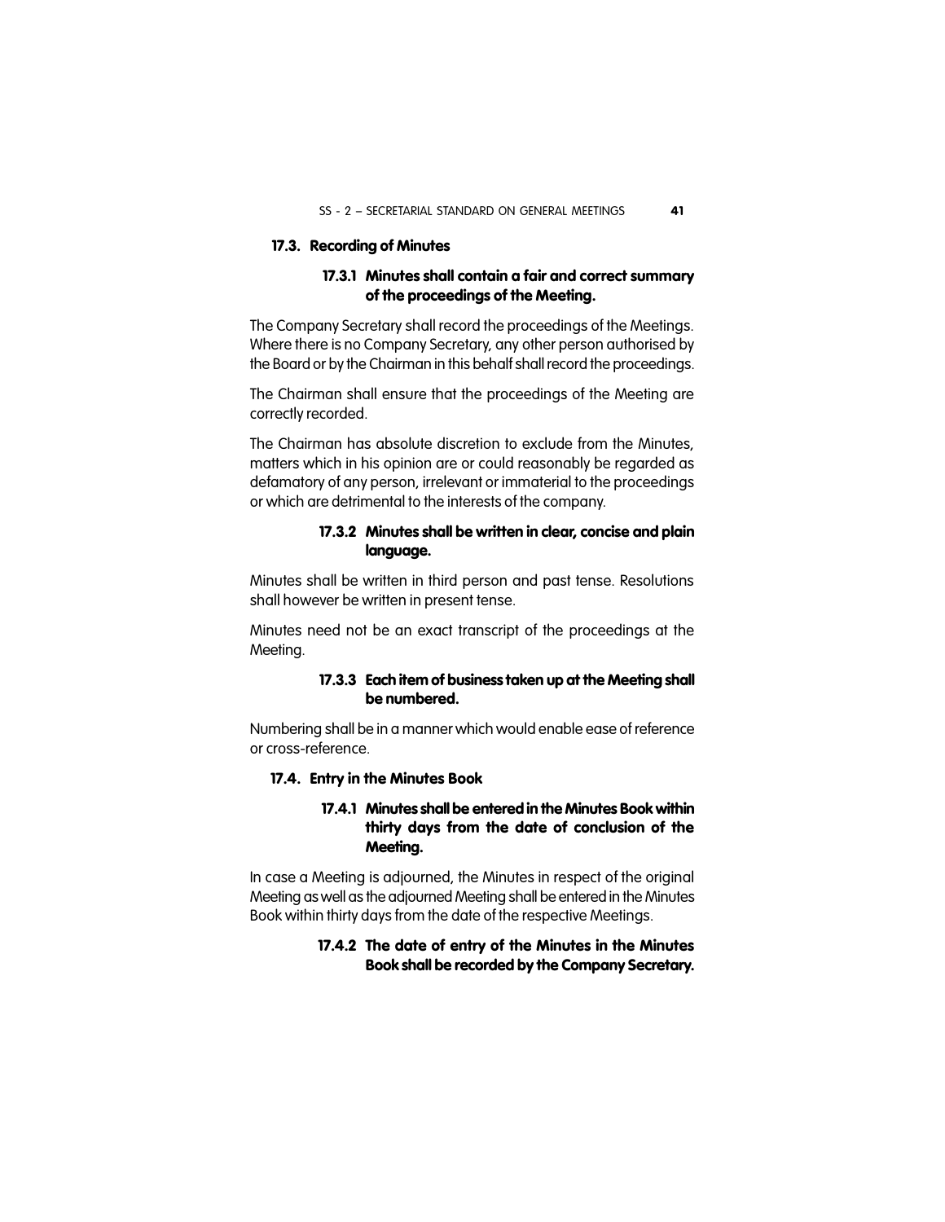### 17.3. Recording of Minutes

#### 17.3.1 Minutes shall contain a fair and correct summary of the proceedings of the Meeting.

The Company Secretary shall record the proceedings of the Meetings. Where there is no Company Secretary, any other person authorised by the Board or by the Chairman in this behalf shall record the proceedings.

The Chairman shall ensure that the proceedings of the Meeting are correctly recorded.

The Chairman has absolute discretion to exclude from the Minutes, matters which in his opinion are or could reasonably be regarded as defamatory of any person, irrelevant or immaterial to the proceedings or which are detrimental to the interests of the company.

#### 17.3.2 Minutes shall be written in clear, concise and plain language.

Minutes shall be written in third person and past tense. Resolutions shall however be written in present tense.

Minutes need not be an exact transcript of the proceedings at the Meeting.

#### 17.3.3 Each item of business taken up at the Meeting shall be numbered.

Numbering shall be in a manner which would enable ease of reference or cross-reference.

### 17.4. Entry in the Minutes Book

#### 17.4.1 Minutes shall be entered in the Minutes Book within thirty days from the date of conclusion of the Meeting.

In case a Meeting is adjourned, the Minutes in respect of the original Meeting as well as the adjourned Meeting shall be entered in the Minutes Book within thirty days from the date of the respective Meetings.

#### 17.4.2 The date of entry of the Minutes in the Minutes Book shall be recorded by the Company Secretary.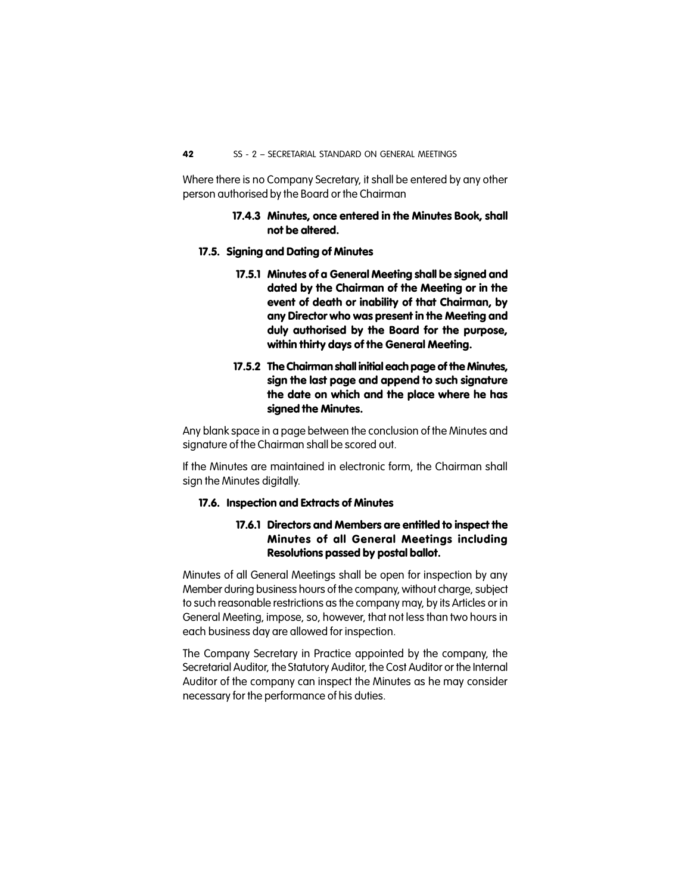Where there is no Company Secretary, it shall be entered by any other person authorised by the Board or the Chairman

**17.4.3 Minutes, once entered in the Minutes Book, shall not be altered.**

## 17.5. Signing and Dating of Minutes

**17.5.1 Minutes of a General Meeting shall be signed and dated by the Chairman of the Meeting or in the event of death or inability of that Chairman, by any Director who was present in the Meeting and duly authorised by the Board for the purpose, within thirty days of the General Meeting.**

**17.5.2 The Chairman shall initial each page of the Minutes, sign the last page and append to such signature the date on which and the place where he has signed the Minutes.**

Any blank space in a page between the conclusion of the Minutes and signature of the Chairman shall be scored out.

If the Minutes are maintained in electronic form, the Chairman shall sign the Minutes digitally.

## 17.6. Inspection and Extracts of Minutes

**17.6.1 Directors and Members are entitled to inspect the Minutes of all General Meetings including Resolutions passed by postal ballot.**

Minutes of all General Meetings shall be open for inspection by any Member during business hours of the company, without charge, subject to such reasonable restrictions as the company may, by its Articles or in General Meeting, impose, so, however, that not less than two hours in each business day are allowed for inspection.

The Company Secretary in Practice appointed by the company, the Secretarial Auditor, the Statutory Auditor, the Cost Auditor or the Internal Auditor of the company can inspect the Minutes as he may consider necessary for the performance of his duties.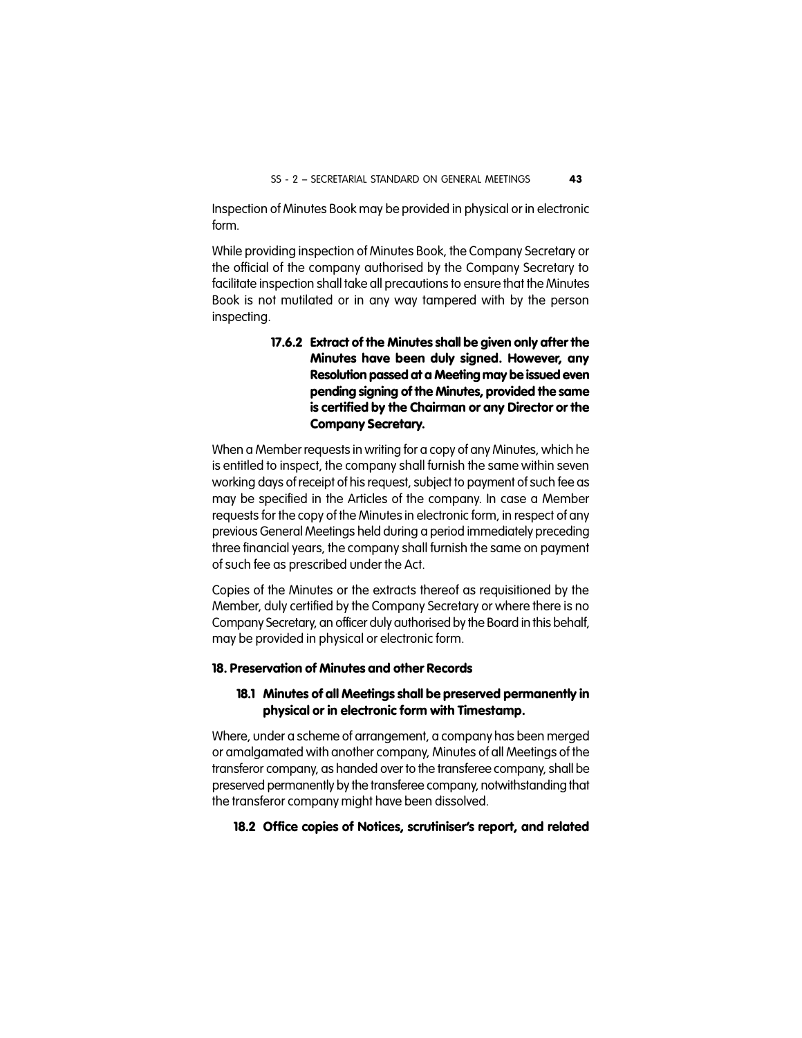Inspection of Minutes Book may be provided in physical or in electronic form.

While providing inspection of Minutes Book, the Company Secretary or the official of the company authorised by the Company Secretary to facilitate inspection shall take all precautions to ensure that the Minutes Book is not mutilated or in any way tampered with by the person inspecting.

**17.6.2 Extract of the Minutes shall be given only after the Minutes have been duly signed. However, any Resolution passed at a Meeting may be issued even pending signing of the Minutes, provided the same is certified by the Chairman or any Director or the Company Secretary.**

When a Member requests in writing for a copy of any Minutes, which he is entitled to inspect, the company shall furnish the same within seven working days of receipt of his request, subject to payment of such fee as may be specified in the Articles of the company. In case a Member requests for the copy of the Minutes in electronic form, in respect of any previous General Meetings held during a period immediately preceding three financial years, the company shall furnish the same on payment of such fee as prescribed under the Act.

Copies of the Minutes or the extracts thereof as requisitioned by the Member, duly certified by the Company Secretary or where there is no Company Secretary, an officer duly authorised by the Board in this behalf, may be provided in physical or electronic form.

## 18. Preservation of Minutes and other Records

**18.1 Minutes of all Meetings shall be preserved permanently in physical or in electronic form with Timestamp.**

Where, under a scheme of arrangement, a company has been merged or amalgamated with another company, Minutes of all Meetings of the transferor company, as handed over to the transferee company, shall be preserved permanently by the transferee company, notwithstanding that the transferor company might have been dissolved.

**18.2 Office copies of Notices, scrutiniser's report, and related**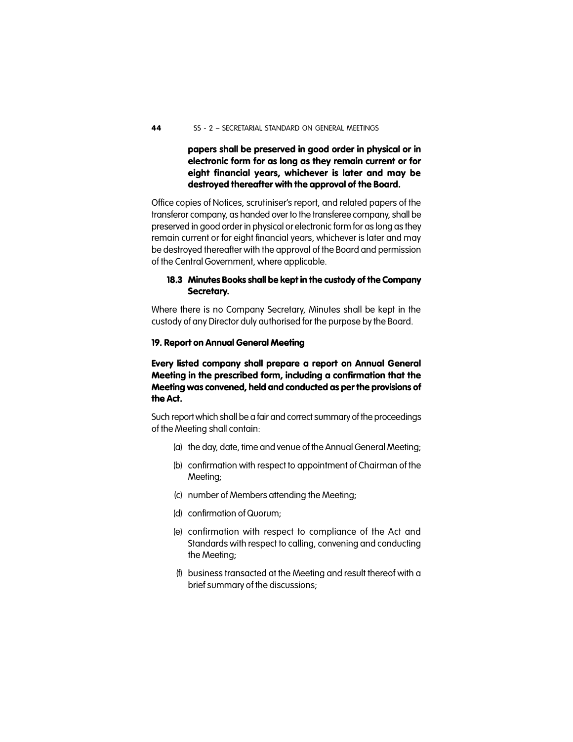**papers shall be preserved in good order in physical or in electronic form for as long as they remain current or for eight financial years, whichever is later and may be destroyed thereafter with the approval of the Board.**

Office copies of Notices, scrutiniser's report, and related papers of the transferor company, as handed over to the transferee company, shall be preserved in good order in physical or electronic form for as long as they remain current or for eight financial years, whichever is later and may be destroyed thereafter with the approval of the Board and permission of the Central Government, where applicable.

**18.3 Minutes Books shall be kept in the custody of the Company Secretary.**

Where there is no Company Secretary, Minutes shall be kept in the custody of any Director duly authorised for the purpose by the Board.

## 19. Report on Annual General Meeting

**Every listed company shall prepare a report on Annual General Meeting in the prescribed form, including a confirmation that the Meeting was convened, held and conducted as per the provisions of the Act.**

Such report which shall be a fair and correct summary of the proceedings of the Meeting shall contain:

(a) the day, date, time and venue of the Annual General Meeting;

(b) confirmation with respect to appointment of Chairman of the Meeting;

(c) number of Members attending the Meeting;

(d) confirmation of Quorum;

(e) confirmation with respect to compliance of the Act and Standards with respect to calling, convening and conducting the Meeting;

(f) business transacted at the Meeting and result thereof with a brief summary of the discussions;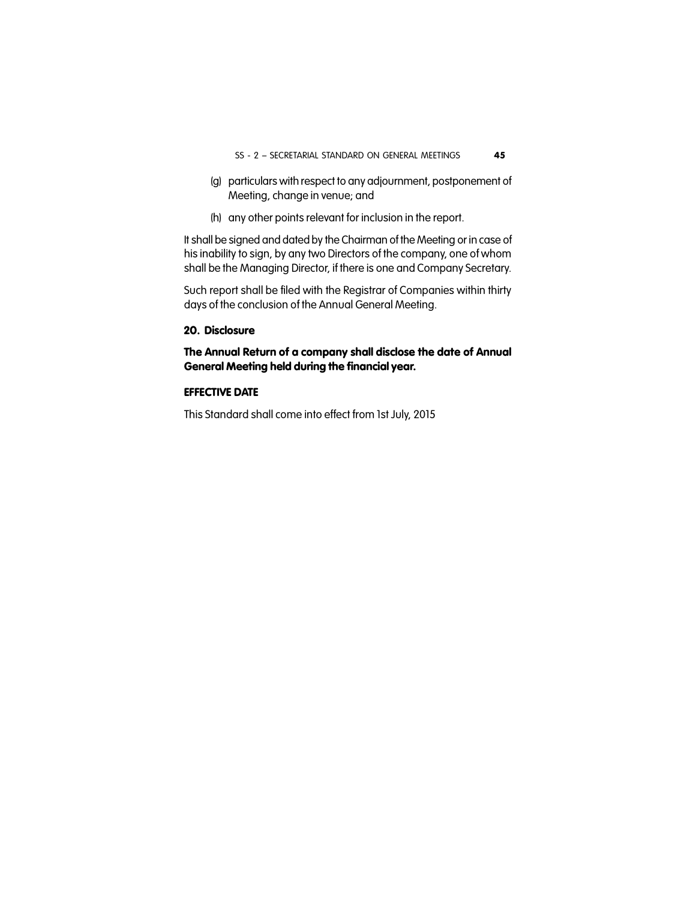(g) particulars with respect to any adjournment, postponement of Meeting, change in venue; and

(h) any other points relevant for inclusion in the report.

It shall be signed and dated by the Chairman of the Meeting or in case of his inability to sign, by any two Directors of the company, one of whom shall be the Managing Director, if there is one and Company Secretary.

Such report shall be filed with the Registrar of Companies within thirty days of the conclusion of the Annual General Meeting.

## 20. Disclosure

**The Annual Return of a company shall disclose the date of Annual General Meeting held during the financial year.**

### EFFECTIVE DATE

This Standard shall come into effect from 1st July, 2015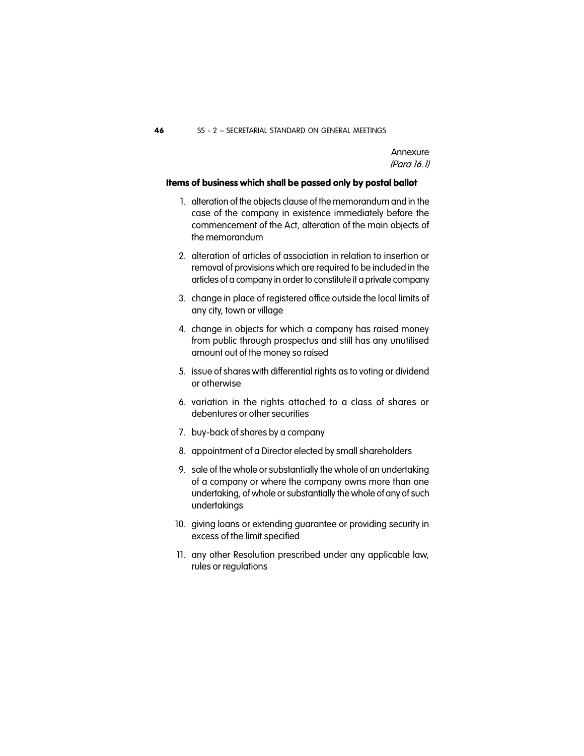Annexure
*(Para 16.1)*

**Items of business which shall be passed only by postal ballot**

1. alteration of the objects clause of the memorandum and in the case of the company in existence immediately before the commencement of the Act, alteration of the main objects of the memorandum
2. alteration of articles of association in relation to insertion or removal of provisions which are required to be included in the articles of a company in order to constitute it a private company
3. change in place of registered office outside the local limits of any city, town or village
4. change in objects for which a company has raised money from public through prospectus and still has any unutilised amount out of the money so raised
5. issue of shares with differential rights as to voting or dividend or otherwise
6. variation in the rights attached to a class of shares or debentures or other securities
7. buy-back of shares by a company
8. appointment of a Director elected by small shareholders
9. sale of the whole or substantially the whole of an undertaking of a company or where the company owns more than one undertaking, of whole or substantially the whole of any of such undertakings
10. giving loans or extending guarantee or providing security in excess of the limit specified
11. any other Resolution prescribed under any applicable law, rules or regulations